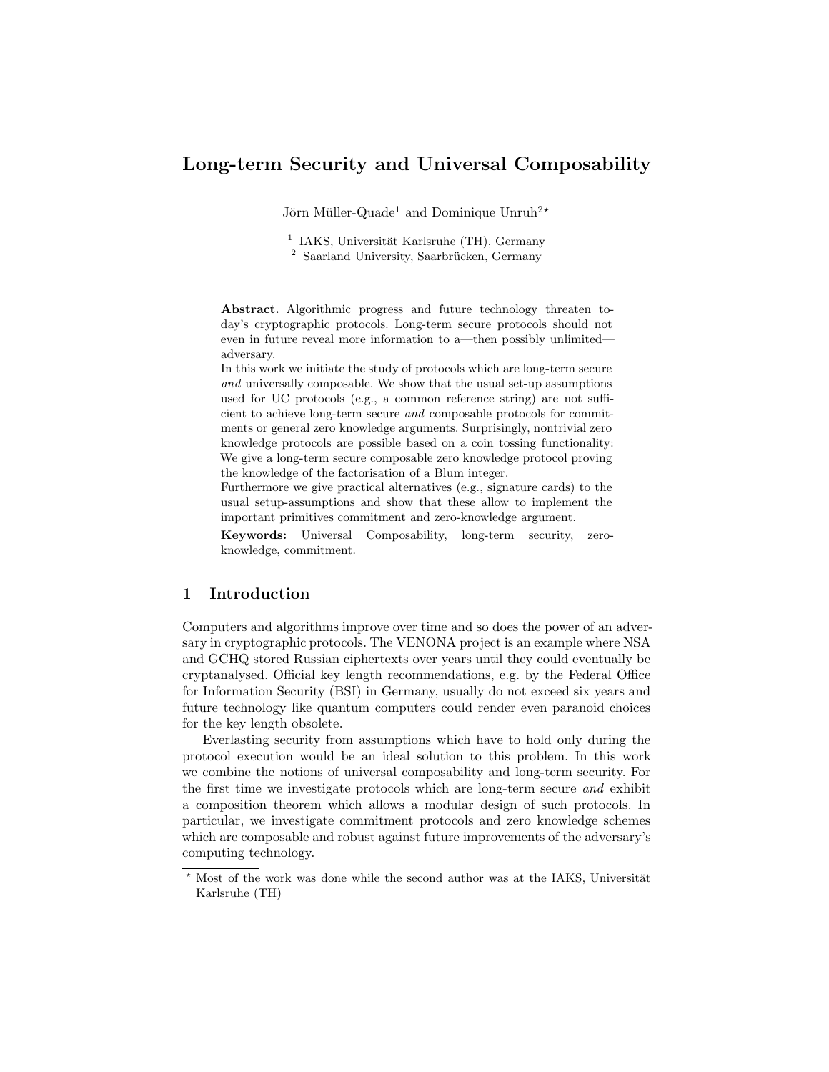# Long-term Security and Universal Composability

Jörn Müller-Quade[1] and Dominique Unruh[2]*

[1] IAKS, Universität Karlsruhe (TH), Germany
[2] Saarland University, Saarbrücken, Germany

**Abstract.** Algorithmic progress and future technology threaten today's cryptographic protocols. Long-term secure protocols should not even in future reveal more information to a—then possibly unlimited—adversary.

In this work we initiate the study of protocols which are long-term secure *and* universally composable. We show that the usual set-up assumptions used for UC protocols (e.g., a common reference string) are not sufficient to achieve long-term secure *and* composable protocols for commitments or general zero knowledge arguments. Surprisingly, nontrivial zero knowledge protocols are possible based on a coin tossing functionality: We give a long-term secure composable zero knowledge protocol proving the knowledge of the factorisation of a Blum integer.

Furthermore we give practical alternatives (e.g., signature cards) to the usual setup-assumptions and show that these allow to implement the important primitives commitment and zero-knowledge argument.

**Keywords:** Universal Composability, long-term security, zero-knowledge, commitment.

## 1 Introduction

Computers and algorithms improve over time and so does the power of an adversary in cryptographic protocols. The VENONA project is an example where NSA and GCHQ stored Russian ciphertexts over years until they could eventually be cryptanalysed. Official key length recommendations, e.g. by the Federal Office for Information Security (BSI) in Germany, usually do not exceed six years and future technology like quantum computers could render even paranoid choices for the key length obsolete.

Everlasting security from assumptions which have to hold only during the protocol execution would be an ideal solution to this problem. In this work we combine the notions of universal composability and long-term security. For the first time we investigate protocols which are long-term secure *and* exhibit a composition theorem which allows a modular design of such protocols. In particular, we investigate commitment protocols and zero knowledge schemes which are composable and robust against future improvements of the adversary's computing technology.

* Most of the work was done while the second author was at the IAKS, Universität Karlsruhe (TH)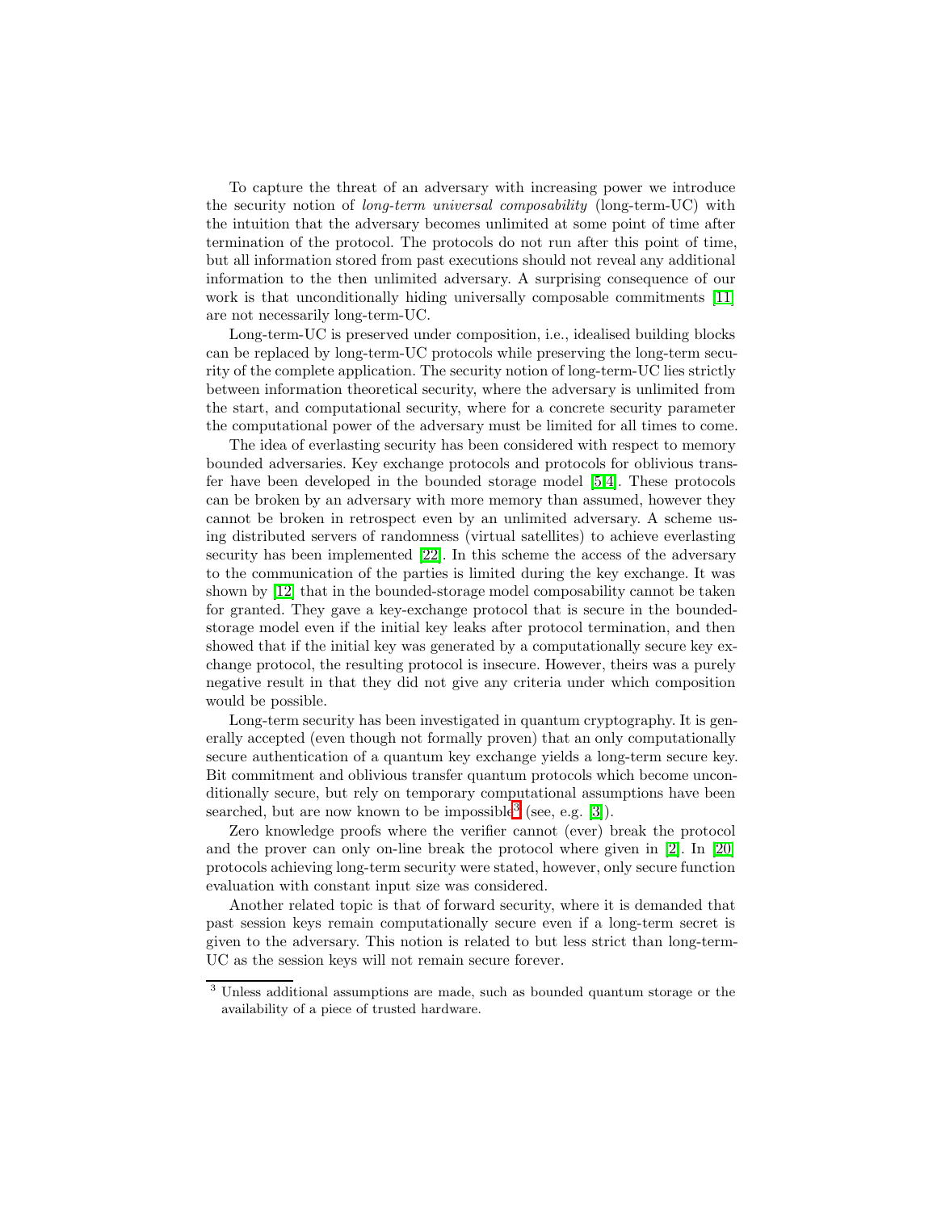To capture the threat of an adversary with increasing power we introduce the security notion of *long-term universal composability* (long-term-UC) with the intuition that the adversary becomes unlimited at some point of time after termination of the protocol. The protocols do not run after this point of time, but all information stored from past executions should not reveal any additional information to the then unlimited adversary. A surprising consequence of our work is that unconditionally hiding universally composable commitments [11] are not necessarily long-term-UC.

Long-term-UC is preserved under composition, i.e., idealised building blocks can be replaced by long-term-UC protocols while preserving the long-term security of the complete application. The security notion of long-term-UC lies strictly between information theoretical security, where the adversary is unlimited from the start, and computational security, where for a concrete security parameter the computational power of the adversary must be limited for all times to come.

The idea of everlasting security has been considered with respect to memory bounded adversaries. Key exchange protocols and protocols for oblivious transfer have been developed in the bounded storage model [5,4]. These protocols can be broken by an adversary with more memory than assumed, however they cannot be broken in retrospect even by an unlimited adversary. A scheme using distributed servers of randomness (virtual satellites) to achieve everlasting security has been implemented [22]. In this scheme the access of the adversary to the communication of the parties is limited during the key exchange. It was shown by [12] that in the bounded-storage model composability cannot be taken for granted. They gave a key-exchange protocol that is secure in the bounded-storage model even if the initial key leaks after protocol termination, and then showed that if the initial key was generated by a computationally secure key exchange protocol, the resulting protocol is insecure. However, theirs was a purely negative result in that they did not give any criteria under which composition would be possible.

Long-term security has been investigated in quantum cryptography. It is generally accepted (even though not formally proven) that an only computationally secure authentication of a quantum key exchange yields a long-term secure key. Bit commitment and oblivious transfer quantum protocols which become unconditionally secure, but rely on temporary computational assumptions have been searched, but are now known to be impossible[3] (see, e.g. [3]).

Zero knowledge proofs where the verifier cannot (ever) break the protocol and the prover can only on-line break the protocol where given in [2]. In [20] protocols achieving long-term security were stated, however, only secure function evaluation with constant input size was considered.

Another related topic is that of forward security, where it is demanded that past session keys remain computationally secure even if a long-term secret is given to the adversary. This notion is related to but less strict than long-term-UC as the session keys will not remain secure forever.

[3] Unless additional assumptions are made, such as bounded quantum storage or the availability of a piece of trusted hardware.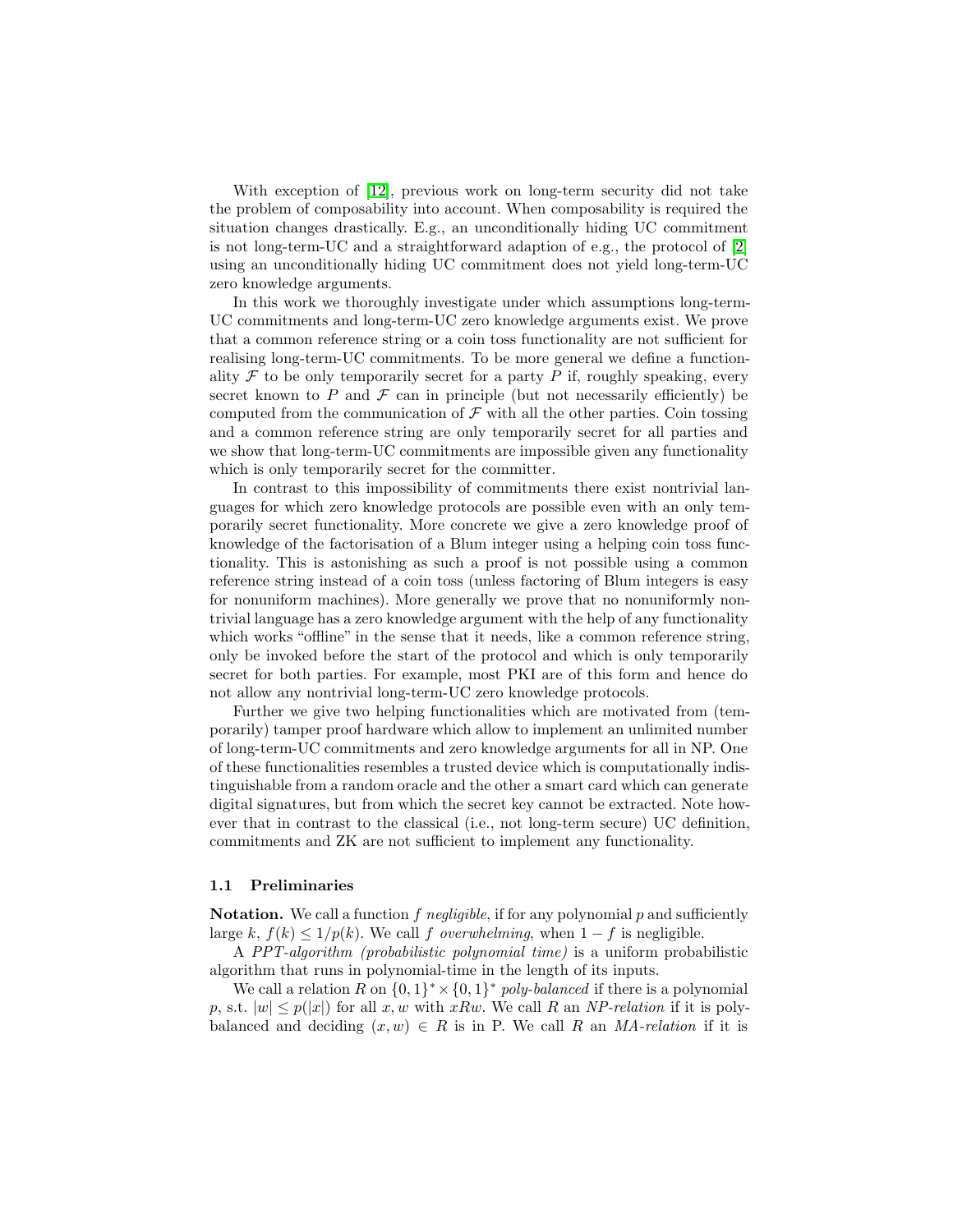With exception of [12], previous work on long-term security did not take the problem of composability into account. When composability is required the situation changes drastically. E.g., an unconditionally hiding UC commitment is not long-term-UC and a straightforward adaption of e.g., the protocol of [2] using an unconditionally hiding UC commitment does not yield long-term-UC zero knowledge arguments.

In this work we thoroughly investigate under which assumptions long-term-UC commitments and long-term-UC zero knowledge arguments exist. We prove that a common reference string or a coin toss functionality are not sufficient for realising long-term-UC commitments. To be more general we define a functionality $\mathcal{F}$ to be only temporarily secret for a party $P$ if, roughly speaking, every secret known to $P$ and $\mathcal{F}$ can in principle (but not necessarily efficiently) be computed from the communication of $\mathcal{F}$ with all the other parties. Coin tossing and a common reference string are only temporarily secret for all parties and we show that long-term-UC commitments are impossible given any functionality which is only temporarily secret for the committer.

In contrast to this impossibility of commitments there exist nontrivial languages for which zero knowledge protocols are possible even with an only temporarily secret functionality. More concrete we give a zero knowledge proof of knowledge of the factorisation of a Blum integer using a helping coin toss functionality. This is astonishing as such a proof is not possible using a common reference string instead of a coin toss (unless factoring of Blum integers is easy for nonuniform machines). More generally we prove that no nonuniformly nontrivial language has a zero knowledge argument with the help of any functionality which works "offline" in the sense that it needs, like a common reference string, only be invoked before the start of the protocol and which is only temporarily secret for both parties. For example, most PKI are of this form and hence do not allow any nontrivial long-term-UC zero knowledge protocols.

Further we give two helping functionalities which are motivated from (temporarily) tamper proof hardware which allow to implement an unlimited number of long-term-UC commitments and zero knowledge arguments for all in NP. One of these functionalities resembles a trusted device which is computationally indistinguishable from a random oracle and the other a smart card which can generate digital signatures, but from which the secret key cannot be extracted. Note however that in contrast to the classical (i.e., not long-term secure) UC definition, commitments and ZK are not sufficient to implement any functionality.

### 1.1 Preliminaries

**Notation.** We call a function $f$ *negligible*, if for any polynomial $p$ and sufficiently large $k$, $f(k) \leq 1/p(k)$. We call $f$ *overwhelming*, when $1 - f$ is negligible.

A *PPT-algorithm (probabilistic polynomial time)* is a uniform probabilistic algorithm that runs in polynomial-time in the length of its inputs.

We call a relation $R$ on $\{0,1\}^* \times \{0,1\}^*$ *poly-balanced* if there is a polynomial $p$, s.t. $|w| \leq p(|x|)$ for all $x, w$ with $xRw$. We call $R$ an *NP-relation* if it is poly-balanced and deciding $(x, w) \in R$ is in P. We call $R$ an *MA-relation* if it is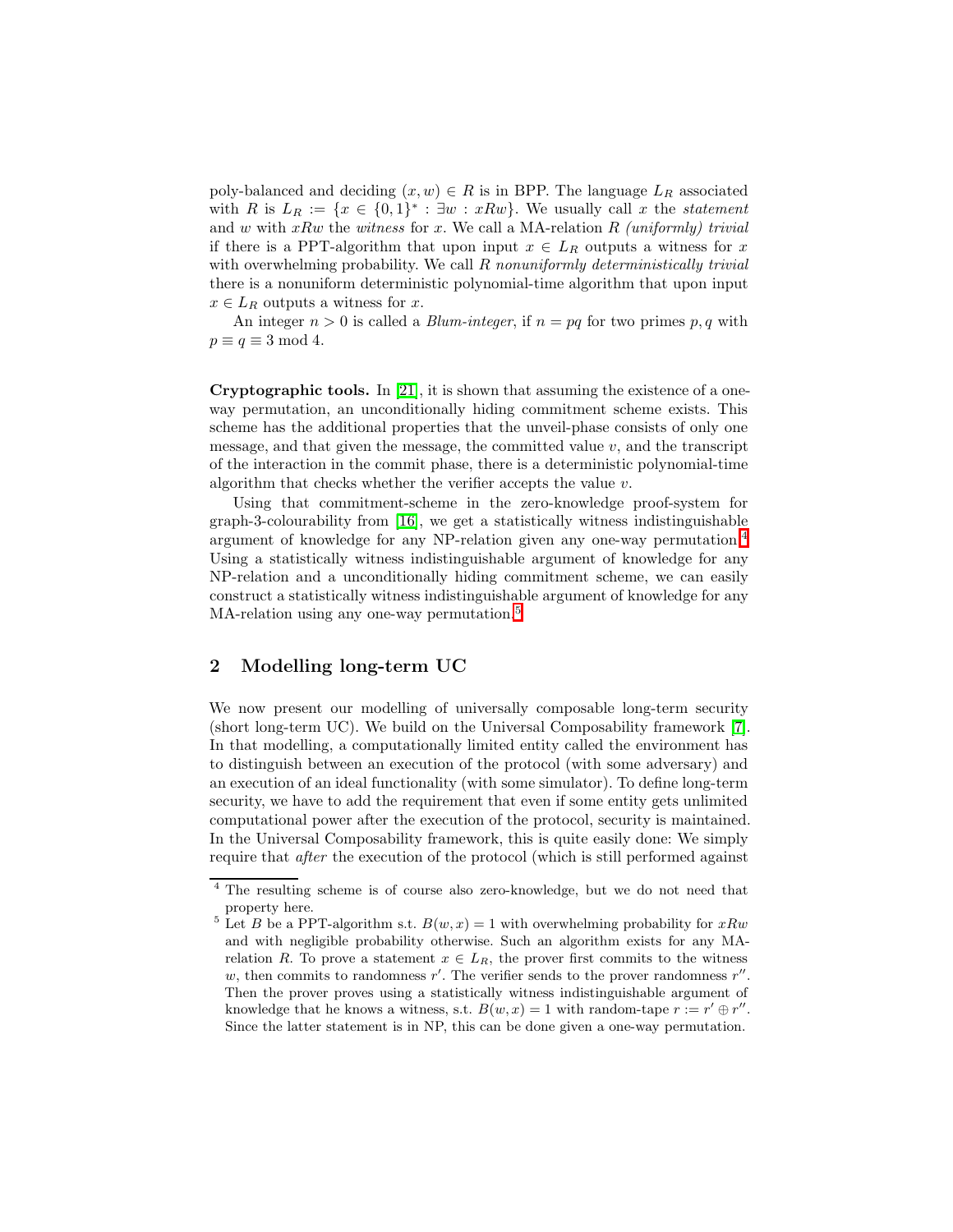poly-balanced and deciding $(x, w) \in R$ is in BPP. The language $L_R$ associated with $R$ is $L_R := \{x \in \{0,1\}^* : \exists w : xRw\}$. We usually call $x$ the *statement* and $w$ with $xRw$ the *witness* for $x$. We call a MA-relation $R$ *(uniformly) trivial* if there is a PPT-algorithm that upon input $x \in L_R$ outputs a witness for $x$ with overwhelming probability. We call $R$ *nonuniformly deterministically trivial* there is a nonuniform deterministic polynomial-time algorithm that upon input $x \in L_R$ outputs a witness for $x$.

An integer $n > 0$ is called a *Blum-integer*, if $n = pq$ for two primes $p, q$ with $p \equiv q \equiv 3 \bmod 4$.

**Cryptographic tools.** In [21], it is shown that assuming the existence of a one-way permutation, an unconditionally hiding commitment scheme exists. This scheme has the additional properties that the unveil-phase consists of only one message, and that given the message, the committed value $v$, and the transcript of the interaction in the commit phase, there is a deterministic polynomial-time algorithm that checks whether the verifier accepts the value $v$.

Using that commitment-scheme in the zero-knowledge proof-system for graph-3-colourability from [16], we get a statistically witness indistinguishable argument of knowledge for any NP-relation given any one-way permutation.[4] Using a statistically witness indistinguishable argument of knowledge for any NP-relation and a unconditionally hiding commitment scheme, we can easily construct a statistically witness indistinguishable argument of knowledge for any MA-relation using any one-way permutation.[5]

## 2 Modelling long-term UC

We now present our modelling of universally composable long-term security (short long-term UC). We build on the Universal Composability framework [7]. In that modelling, a computationally limited entity called the environment has to distinguish between an execution of the protocol (with some adversary) and an execution of an ideal functionality (with some simulator). To define long-term security, we have to add the requirement that even if some entity gets unlimited computational power after the execution of the protocol, security is maintained. In the Universal Composability framework, this is quite easily done: We simply require that *after* the execution of the protocol (which is still performed against

[4] The resulting scheme is of course also zero-knowledge, but we do not need that property here.

[5] Let $B$ be a PPT-algorithm s.t. $B(w, x) = 1$ with overwhelming probability for $xRw$ and with negligible probability otherwise. Such an algorithm exists for any MA-relation $R$. To prove a statement $x \in L_R$, the prover first commits to the witness $w$, then commits to randomness $r'$. The verifier sends to the prover randomness $r''$. Then the prover proves using a statistically witness indistinguishable argument of knowledge that he knows a witness, s.t. $B(w, x) = 1$ with random-tape $r := r' \oplus r''$. Since the latter statement is in NP, this can be done given a one-way permutation.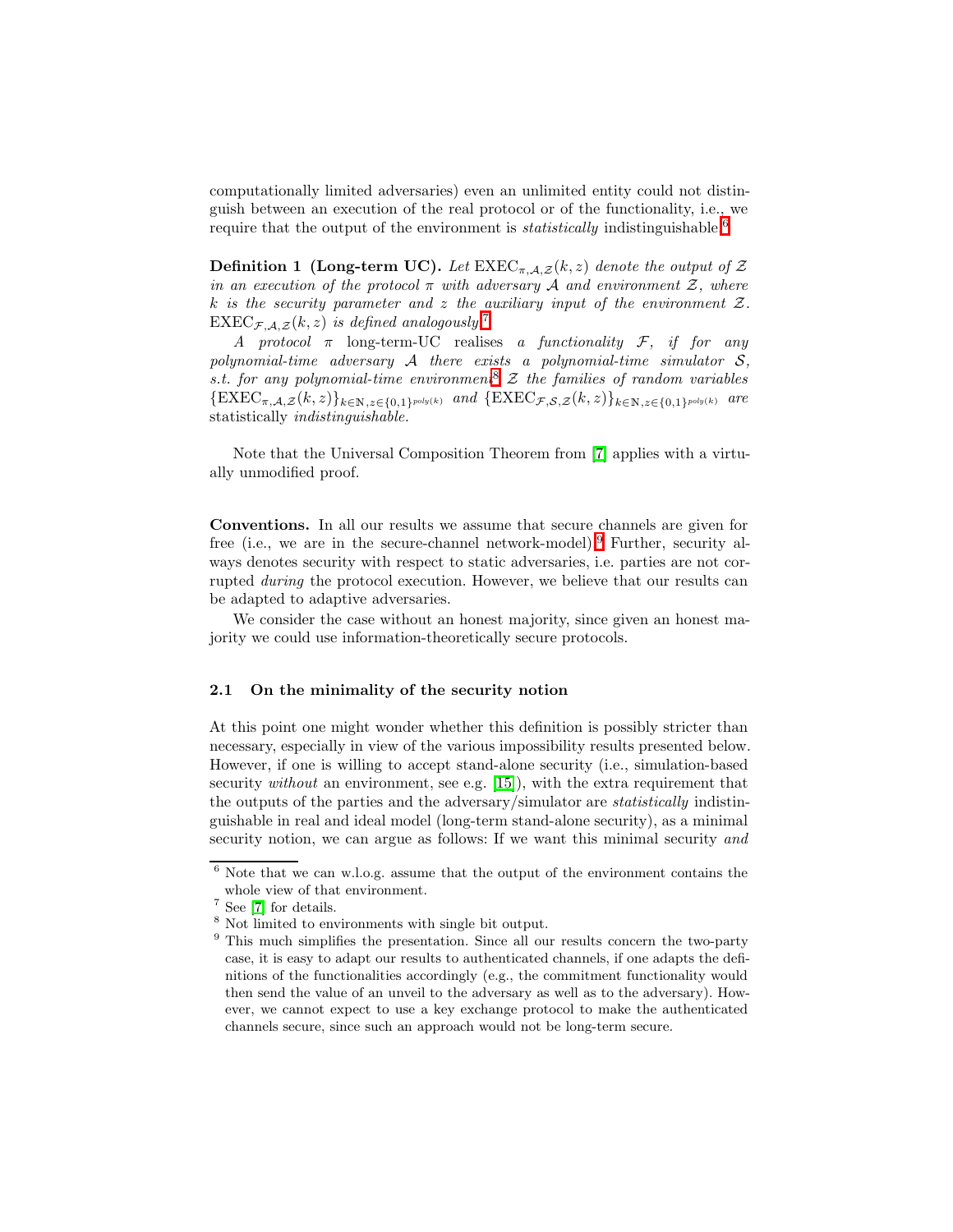computationally limited adversaries) even an unlimited entity could not distinguish between an execution of the real protocol or of the functionality, i.e., we require that the output of the environment is *statistically* indistinguishable.[6]

**Definition 1 (Long-term UC).** *Let* $\mathrm{EXEC}_{\pi,\mathcal{A},\mathcal{Z}}(k,z)$ *denote the output of* $\mathcal{Z}$ *in an execution of the protocol* $\pi$ *with adversary* $\mathcal{A}$ *and environment* $\mathcal{Z}$*, where* $k$ *is the security parameter and* $z$ *the auxiliary input of the environment* $\mathcal{Z}$*.* $\mathrm{EXEC}_{\mathcal{F},\mathcal{A},\mathcal{Z}}(k,z)$ *is defined analogously.*[7]

*A protocol* $\pi$ long-term-UC realises *a functionality* $\mathcal{F}$*, if for any polynomial-time adversary* $\mathcal{A}$ *there exists a polynomial-time simulator* $\mathcal{S}$*, s.t. for any polynomial-time environment*[8] $\mathcal{Z}$ *the families of random variables* $\{\mathrm{EXEC}_{\pi,\mathcal{A},\mathcal{Z}}(k,z)\}_{k\in\mathbb{N},z\in\{0,1\}^{poly(k)}}$ *and* $\{\mathrm{EXEC}_{\mathcal{F},\mathcal{S},\mathcal{Z}}(k,z)\}_{k\in\mathbb{N},z\in\{0,1\}^{poly(k)}}$ *are* statistically *indistinguishable.*

Note that the Universal Composition Theorem from [7] applies with a virtually unmodified proof.

**Conventions.** In all our results we assume that secure channels are given for free (i.e., we are in the secure-channel network-model).[9] Further, security always denotes security with respect to static adversaries, i.e. parties are not corrupted *during* the protocol execution. However, we believe that our results can be adapted to adaptive adversaries.

We consider the case without an honest majority, since given an honest majority we could use information-theoretically secure protocols.

### 2.1 On the minimality of the security notion

At this point one might wonder whether this definition is possibly stricter than necessary, especially in view of the various impossibility results presented below. However, if one is willing to accept stand-alone security (i.e., simulation-based security *without* an environment, see e.g. [15]), with the extra requirement that the outputs of the parties and the adversary/simulator are *statistically* indistinguishable in real and ideal model (long-term stand-alone security), as a minimal security notion, we can argue as follows: If we want this minimal security *and*

---

[6] Note that we can w.l.o.g. assume that the output of the environment contains the whole view of that environment.

[7] See [7] for details.

[8] Not limited to environments with single bit output.

[9] This much simplifies the presentation. Since all our results concern the two-party case, it is easy to adapt our results to authenticated channels, if one adapts the definitions of the functionalities accordingly (e.g., the commitment functionality would then send the value of an unveil to the adversary as well as to the adversary). However, we cannot expect to use a key exchange protocol to make the authenticated channels secure, since such an approach would not be long-term secure.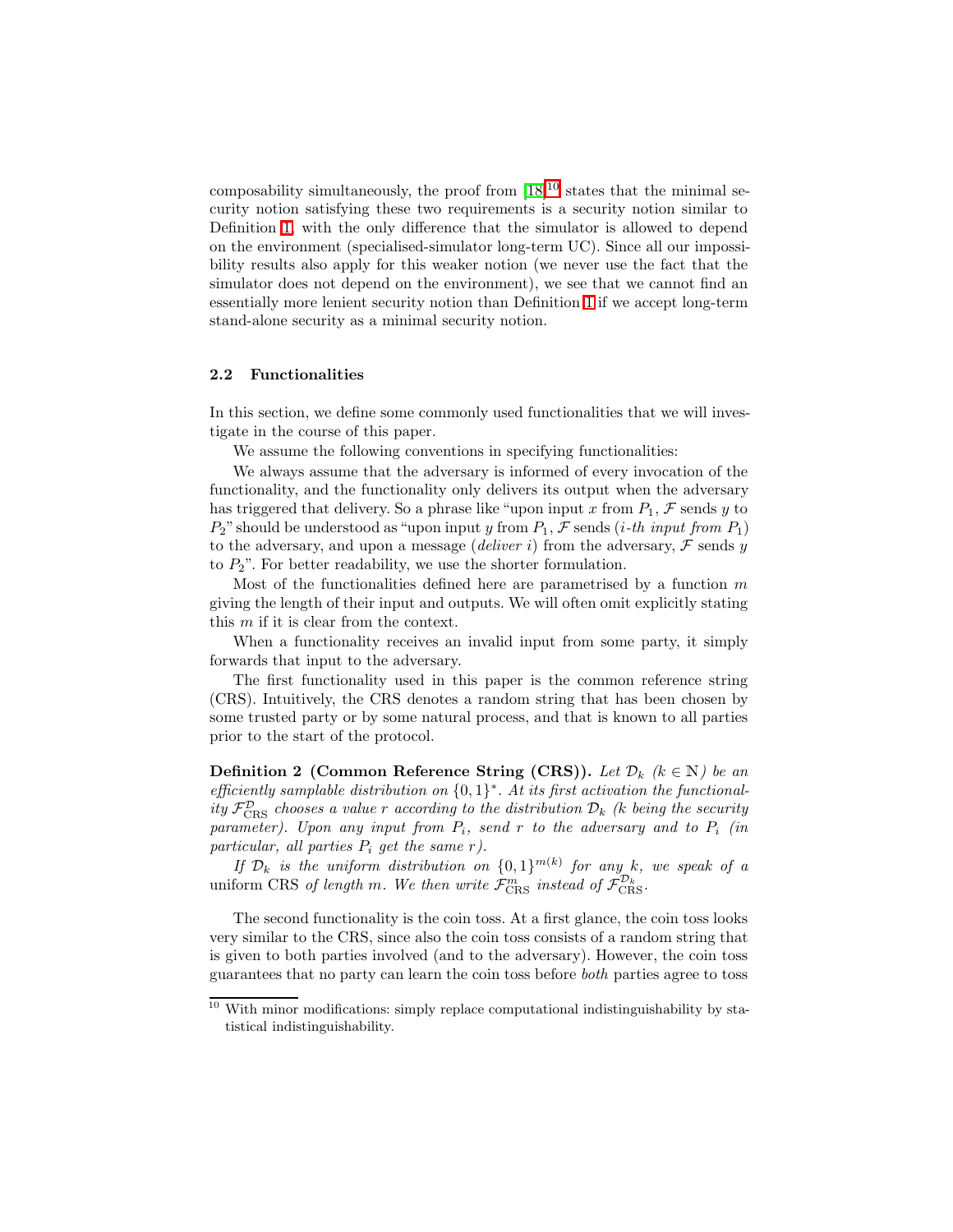composability simultaneously, the proof from [18][10] states that the minimal security notion satisfying these two requirements is a security notion similar to Definition 1, with the only difference that the simulator is allowed to depend on the environment (specialised-simulator long-term UC). Since all our impossibility results also apply for this weaker notion (we never use the fact that the simulator does not depend on the environment), we see that we cannot find an essentially more lenient security notion than Definition 1 if we accept long-term stand-alone security as a minimal security notion.

### 2.2 Functionalities

In this section, we define some commonly used functionalities that we will investigate in the course of this paper.

We assume the following conventions in specifying functionalities:

We always assume that the adversary is informed of every invocation of the functionality, and the functionality only delivers its output when the adversary has triggered that delivery. So a phrase like "upon input $x$ from $P_1$, $\mathcal{F}$ sends $y$ to $P_2$" should be understood as "upon input $y$ from $P_1$, $\mathcal{F}$ sends (*$i$-th input from $P_1$*) to the adversary, and upon a message (*deliver $i$*) from the adversary, $\mathcal{F}$ sends $y$ to $P_2$". For better readability, we use the shorter formulation.

Most of the functionalities defined here are parametrised by a function $m$ giving the length of their input and outputs. We will often omit explicitly stating this $m$ if it is clear from the context.

When a functionality receives an invalid input from some party, it simply forwards that input to the adversary.

The first functionality used in this paper is the common reference string (CRS). Intuitively, the CRS denotes a random string that has been chosen by some trusted party or by some natural process, and that is known to all parties prior to the start of the protocol.

**Definition 2 (Common Reference String (CRS)).** *Let $\mathcal{D}_k$ ($k \in \mathbb{N}$) be an efficiently samplable distribution on $\{0,1\}^*$. At its first activation the functionality $\mathcal{F}_{\mathrm{CRS}}^{\mathcal{D}}$ chooses a value $r$ according to the distribution $\mathcal{D}_k$ ($k$ being the security parameter). Upon any input from $P_i$, send $r$ to the adversary and to $P_i$ (in particular, all parties $P_i$ get the same $r$).*

*If $\mathcal{D}_k$ is the uniform distribution on $\{0,1\}^{m(k)}$ for any $k$, we speak of a* uniform CRS *of length $m$. We then write $\mathcal{F}_{\mathrm{CRS}}^{m}$ instead of $\mathcal{F}_{\mathrm{CRS}}^{\mathcal{D}_k}$.*

The second functionality is the coin toss. At a first glance, the coin toss looks very similar to the CRS, since also the coin toss consists of a random string that is given to both parties involved (and to the adversary). However, the coin toss guarantees that no party can learn the coin toss before *both* parties agree to toss

[10] With minor modifications: simply replace computational indistinguishability by statistical indistinguishability.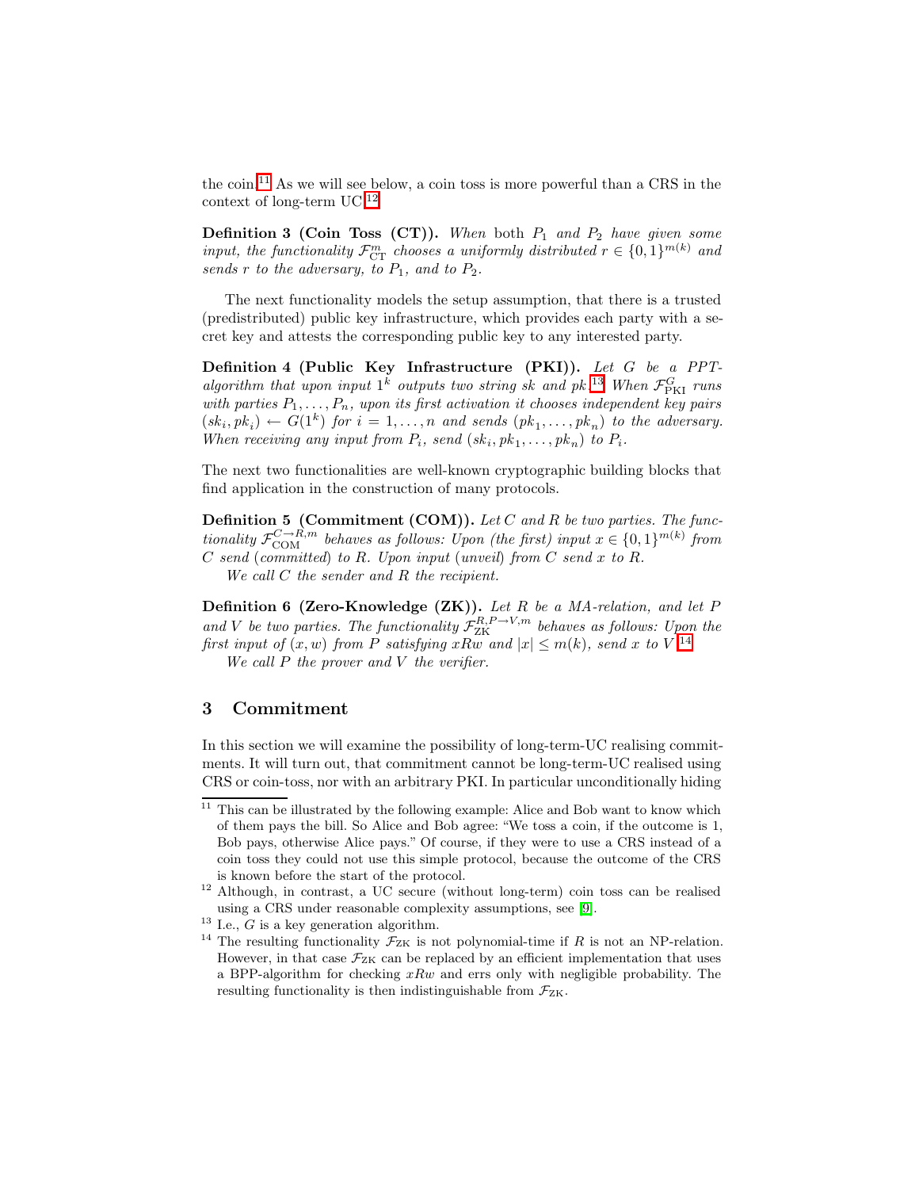the coin.[11] As we will see below, a coin toss is more powerful than a CRS in the context of long-term UC.[12]

**Definition 3 (Coin Toss (CT)).** *When both $P_1$ and $P_2$ have given some input, the functionality $\mathcal{F}_{\mathrm{CT}}^{m}$ chooses a uniformly distributed $r \in \{0,1\}^{m(k)}$ and sends $r$ to the adversary, to $P_1$, and to $P_2$.*

The next functionality models the setup assumption, that there is a trusted (predistributed) public key infrastructure, which provides each party with a secret key and attests the corresponding public key to any interested party.

**Definition 4 (Public Key Infrastructure (PKI)).** *Let $G$ be a PPT-algorithm that upon input $1^k$ outputs two string $sk$ and $pk$.*[13] *When $\mathcal{F}_{\mathrm{PKI}}^{G}$ runs with parties $P_1, \ldots, P_n$, upon its first activation it chooses independent key pairs $(sk_i, pk_i) \leftarrow G(1^k)$ for $i = 1, \ldots, n$ and sends $(pk_1, \ldots, pk_n)$ to the adversary. When receiving any input from $P_i$, send $(sk_i, pk_1, \ldots, pk_n)$ to $P_i$.*

The next two functionalities are well-known cryptographic building blocks that find application in the construction of many protocols.

**Definition 5 (Commitment (COM)).** *Let $C$ and $R$ be two parties. The functionality $\mathcal{F}_{\mathrm{COM}}^{C \to R, m}$ behaves as follows: Upon (the first) input $x \in \{0,1\}^{m(k)}$ from $C$ send (committed) to $R$. Upon input (unveil) from $C$ send $x$ to $R$.*

*We call $C$ the sender and $R$ the recipient.*

**Definition 6 (Zero-Knowledge (ZK)).** *Let $R$ be a MA-relation, and let $P$ and $V$ be two parties. The functionality $\mathcal{F}_{\mathrm{ZK}}^{R, P \to V, m}$ behaves as follows: Upon the first input of $(x, w)$ from $P$ satisfying $xRw$ and $|x| \leq m(k)$, send $x$ to $V$.*[14]

*We call $P$ the prover and $V$ the verifier.*

## 3 Commitment

In this section we will examine the possibility of long-term-UC realising commitments. It will turn out, that commitment cannot be long-term-UC realised using CRS or coin-toss, nor with an arbitrary PKI. In particular unconditionally hiding

---

[11] This can be illustrated by the following example: Alice and Bob want to know which of them pays the bill. So Alice and Bob agree: "We toss a coin, if the outcome is 1, Bob pays, otherwise Alice pays." Of course, if they were to use a CRS instead of a coin toss they could not use this simple protocol, because the outcome of the CRS is known before the start of the protocol.

[12] Although, in contrast, a UC secure (without long-term) coin toss can be realised using a CRS under reasonable complexity assumptions, see [9].

[13] I.e., $G$ is a key generation algorithm.

[14] The resulting functionality $\mathcal{F}_{\mathrm{ZK}}$ is not polynomial-time if $R$ is not an NP-relation. However, in that case $\mathcal{F}_{\mathrm{ZK}}$ can be replaced by an efficient implementation that uses a BPP-algorithm for checking $xRw$ and errs only with negligible probability. The resulting functionality is then indistinguishable from $\mathcal{F}_{\mathrm{ZK}}$.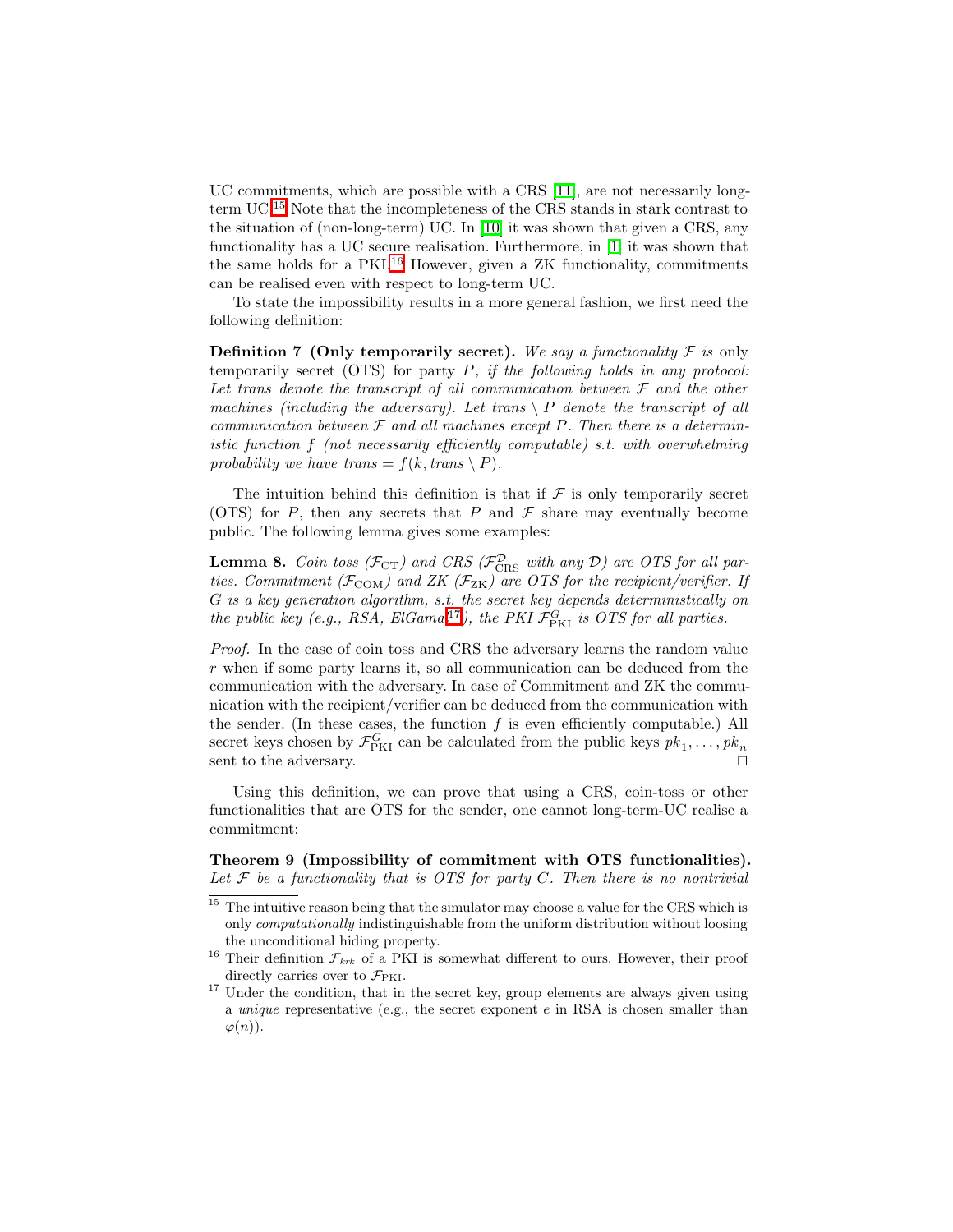UC commitments, which are possible with a CRS [11], are not necessarily long-term UC.[15] Note that the incompleteness of the CRS stands in stark contrast to the situation of (non-long-term) UC. In [10] it was shown that given a CRS, any functionality has a UC secure realisation. Furthermore, in [1] it was shown that the same holds for a PKI.[16] However, given a ZK functionality, commitments can be realised even with respect to long-term UC.

To state the impossibility results in a more general fashion, we first need the following definition:

**Definition 7 (Only temporarily secret).** *We say a functionality $\mathcal{F}$ is* only temporarily secret *(OTS) for party $P$, if the following holds in any protocol: Let trans denote the transcript of all communication between $\mathcal{F}$ and the other machines (including the adversary). Let $trans \setminus P$ denote the transcript of all communication between $\mathcal{F}$ and all machines except $P$. Then there is a deterministic function $f$ (not necessarily efficiently computable) s.t. with overwhelming probability we have $trans = f(k, trans \setminus P)$.*

The intuition behind this definition is that if $\mathcal{F}$ is only temporarily secret (OTS) for $P$, then any secrets that $P$ and $\mathcal{F}$ share may eventually become public. The following lemma gives some examples:

**Lemma 8.** *Coin toss ($\mathcal{F}_{\mathrm{CT}}$) and CRS ($\mathcal{F}^{\mathcal{D}}_{\mathrm{CRS}}$ with any $\mathcal{D}$) are OTS for all parties. Commitment ($\mathcal{F}_{\mathrm{COM}}$) and ZK ($\mathcal{F}_{\mathrm{ZK}}$) are OTS for the recipient/verifier. If $G$ is a key generation algorithm, s.t. the secret key depends deterministically on the public key (e.g., RSA, ElGamal[17]), the PKI $\mathcal{F}^{G}_{\mathrm{PKI}}$ is OTS for all parties.*

*Proof.* In the case of coin toss and CRS the adversary learns the random value $r$ when if some party learns it, so all communication can be deduced from the communication with the adversary. In case of Commitment and ZK the communication with the recipient/verifier can be deduced from the communication with the sender. (In these cases, the function $f$ is even efficiently computable.) All secret keys chosen by $\mathcal{F}^{G}_{\mathrm{PKI}}$ can be calculated from the public keys $pk_1, \dots, pk_n$ sent to the adversary. □

Using this definition, we can prove that using a CRS, coin-toss or other functionalities that are OTS for the sender, one cannot long-term-UC realise a commitment:

**Theorem 9 (Impossibility of commitment with OTS functionalities).** *Let $\mathcal{F}$ be a functionality that is OTS for party $C$. Then there is no nontrivial*

---

[15] The intuitive reason being that the simulator may choose a value for the CRS which is only *computationally* indistinguishable from the uniform distribution without loosing the unconditional hiding property.

[16] Their definition $\mathcal{F}_{krk}$ of a PKI is somewhat different to ours. However, their proof directly carries over to $\mathcal{F}_{\mathrm{PKI}}$.

[17] Under the condition, that in the secret key, group elements are always given using a *unique* representative (e.g., the secret exponent $e$ in RSA is chosen smaller than $\varphi(n)$).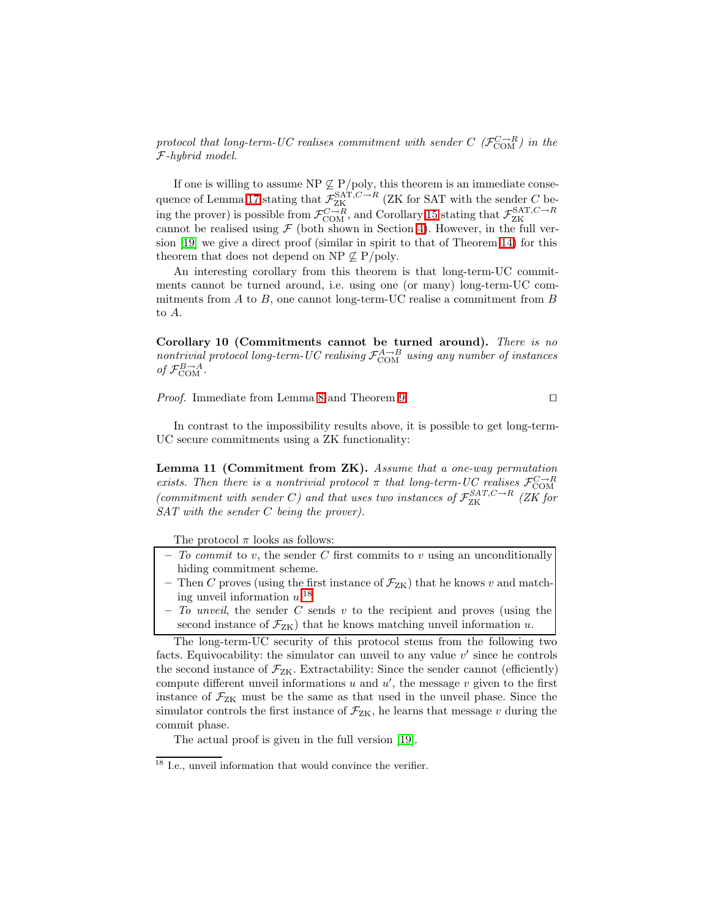*protocol that long-term-UC realises commitment with sender C ($\mathcal{F}_{\mathrm{COM}}^{C\to R}$) in the $\mathcal{F}$-hybrid model.*

If one is willing to assume NP $\not\subseteq$ P/poly, this theorem is an immediate consequence of Lemma 17 stating that $\mathcal{F}_{\mathrm{ZK}}^{\mathrm{SAT},C\to R}$ (ZK for SAT with the sender $C$ being the prover) is possible from $\mathcal{F}_{\mathrm{COM}}^{C\to R}$, and Corollary 15 stating that $\mathcal{F}_{\mathrm{ZK}}^{\mathrm{SAT},C\to R}$ cannot be realised using $\mathcal{F}$ (both shown in Section 4). However, in the full version [19] we give a direct proof (similar in spirit to that of Theorem 14) for this theorem that does not depend on NP $\not\subseteq$ P/poly.

An interesting corollary from this theorem is that long-term-UC commitments cannot be turned around, i.e. using one (or many) long-term-UC commitments from $A$ to $B$, one cannot long-term-UC realise a commitment from $B$ to $A$.

**Corollary 10 (Commitments cannot be turned around).** *There is no nontrivial protocol long-term-UC realising $\mathcal{F}_{\mathrm{COM}}^{A\to B}$ using any number of instances of $\mathcal{F}_{\mathrm{COM}}^{B\to A}$.*

*Proof.* Immediate from Lemma 8 and Theorem 9. ◻

In contrast to the impossibility results above, it is possible to get long-term-UC secure commitments using a ZK functionality:

**Lemma 11 (Commitment from ZK).** *Assume that a one-way permutation exists. Then there is a nontrivial protocol $\pi$ that long-term-UC realises $\mathcal{F}_{\mathrm{COM}}^{C\to R}$ (commitment with sender $C$) and that uses two instances of $\mathcal{F}_{\mathrm{ZK}}^{SAT,C\to R}$ (ZK for SAT with the sender $C$ being the prover).*

The protocol $\pi$ looks as follows:

- *To commit* to $v$, the sender $C$ first commits to $v$ using an unconditionally hiding commitment scheme.
- Then $C$ proves (using the first instance of $\mathcal{F}_{\mathrm{ZK}}$) that he knows $v$ and matching unveil information $u$.[18]
- *To unveil*, the sender $C$ sends $v$ to the recipient and proves (using the second instance of $\mathcal{F}_{\mathrm{ZK}}$) that he knows matching unveil information $u$.

The long-term-UC security of this protocol stems from the following two facts. Equivocability: the simulator can unveil to any value $v'$ since he controls the second instance of $\mathcal{F}_{\mathrm{ZK}}$. Extractability: Since the sender cannot (efficiently) compute different unveil informations $u$ and $u'$, the message $v$ given to the first instance of $\mathcal{F}_{\mathrm{ZK}}$ must be the same as that used in the unveil phase. Since the simulator controls the first instance of $\mathcal{F}_{\mathrm{ZK}}$, he learns that message $v$ during the commit phase.

The actual proof is given in the full version [19].

[18] I.e., unveil information that would convince the verifier.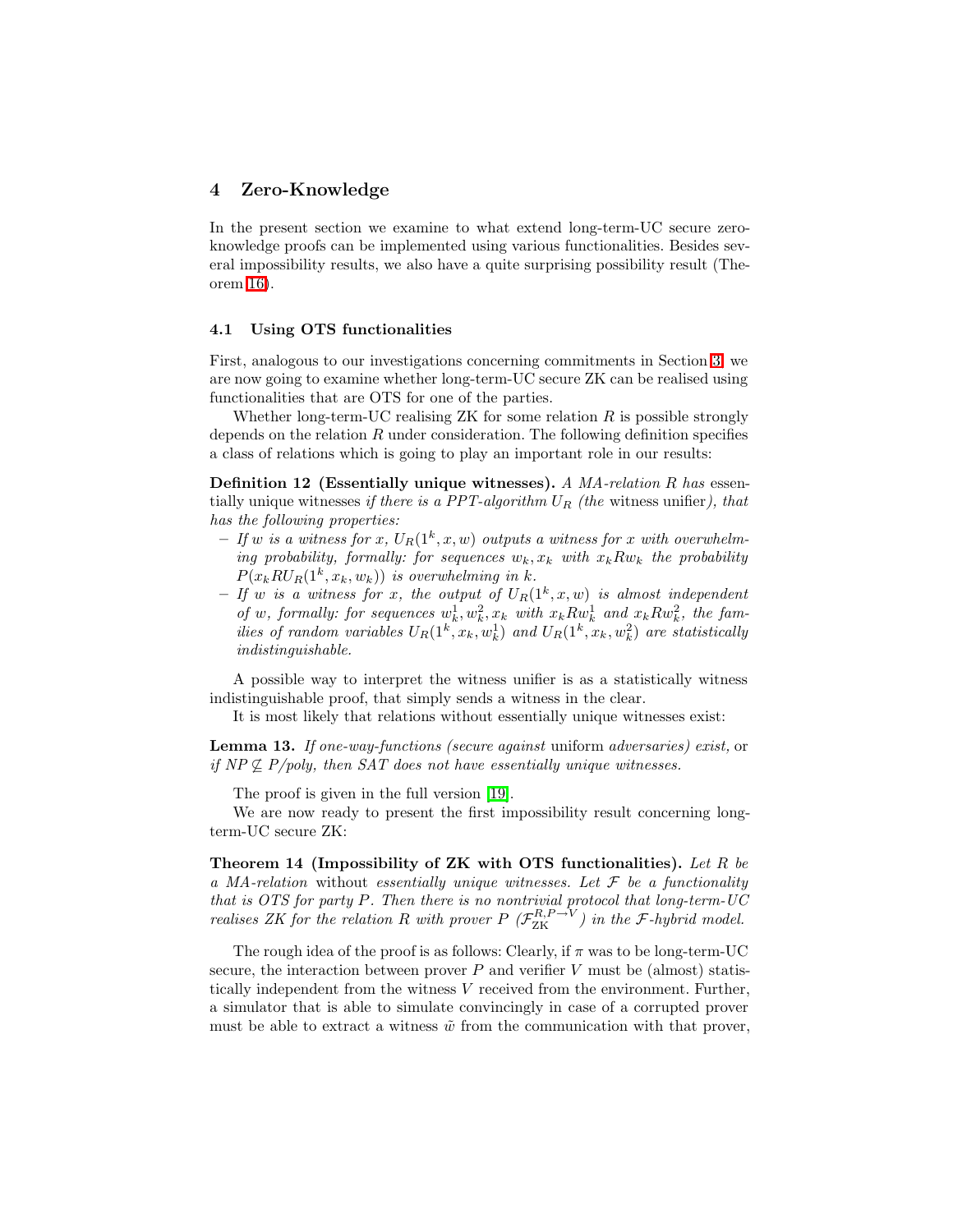## 4 Zero-Knowledge

In the present section we examine to what extend long-term-UC secure zero-knowledge proofs can be implemented using various functionalities. Besides several impossibility results, we also have a quite surprising possibility result (Theorem 16).

### 4.1 Using OTS functionalities

First, analogous to our investigations concerning commitments in Section 3, we are now going to examine whether long-term-UC secure ZK can be realised using functionalities that are OTS for one of the parties.

Whether long-term-UC realising ZK for some relation $R$ is possible strongly depends on the relation $R$ under consideration. The following definition specifies a class of relations which is going to play an important role in our results:

**Definition 12 (Essentially unique witnesses).** *A MA-relation $R$ has* essentially unique witnesses *if there is a PPT-algorithm $U_R$ (the* witness unifier*), that has the following properties:*

- *If $w$ is a witness for $x$, $U_R(1^k, x, w)$ outputs a witness for $x$ with overwhelming probability, formally: for sequences $w_k, x_k$ with $x_k R w_k$ the probability $P(x_k R U_R(1^k, x_k, w_k))$ is overwhelming in $k$.*
- *If $w$ is a witness for $x$, the output of $U_R(1^k, x, w)$ is almost independent of $w$, formally: for sequences $w_k^1, w_k^2, x_k$ with $x_k R w_k^1$ and $x_k R w_k^2$, the families of random variables $U_R(1^k, x_k, w_k^1)$ and $U_R(1^k, x_k, w_k^2)$ are statistically indistinguishable.*

A possible way to interpret the witness unifier is as a statistically witness indistinguishable proof, that simply sends a witness in the clear.

It is most likely that relations without essentially unique witnesses exist:

**Lemma 13.** *If one-way-functions (secure against* uniform *adversaries) exist,* or *if NP $\not\subseteq$ P/poly, then SAT does not have essentially unique witnesses.*

The proof is given in the full version [19].

We are now ready to present the first impossibility result concerning long-term-UC secure ZK:

**Theorem 14 (Impossibility of ZK with OTS functionalities).** *Let $R$ be a MA-relation* without *essentially unique witnesses. Let $\mathcal{F}$ be a functionality that is OTS for party $P$. Then there is no nontrivial protocol that long-term-UC realises ZK for the relation $R$ with prover $P$ ($\mathcal{F}_{\text{ZK}}^{R,P\to V}$) in the $\mathcal{F}$-hybrid model.*

The rough idea of the proof is as follows: Clearly, if $\pi$ was to be long-term-UC secure, the interaction between prover $P$ and verifier $V$ must be (almost) statistically independent from the witness $V$ received from the environment. Further, a simulator that is able to simulate convincingly in case of a corrupted prover must be able to extract a witness $\tilde{w}$ from the communication with that prover,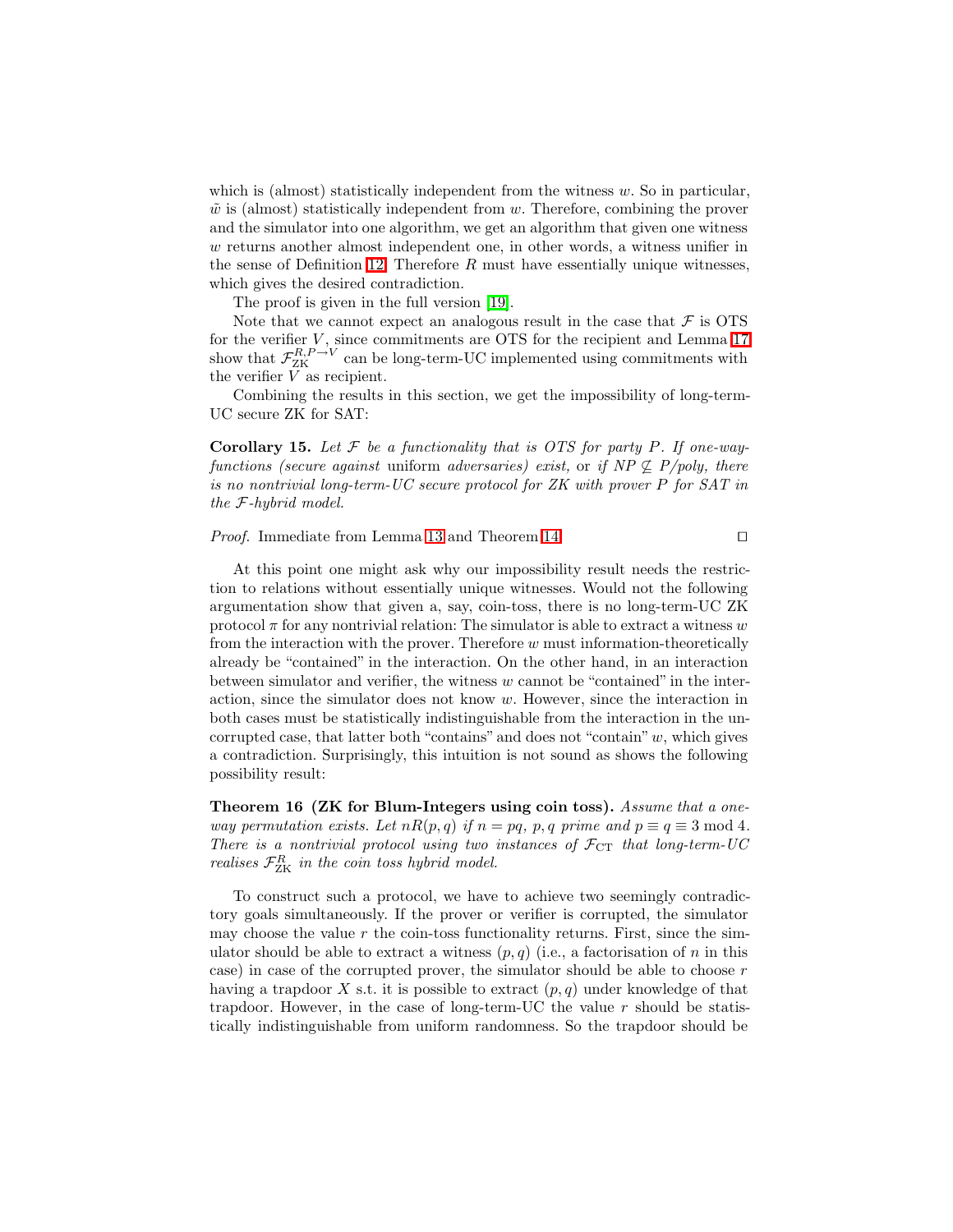which is (almost) statistically independent from the witness $w$. So in particular, $\tilde{w}$ is (almost) statistically independent from $w$. Therefore, combining the prover and the simulator into one algorithm, we get an algorithm that given one witness $w$ returns another almost independent one, in other words, a witness unifier in the sense of Definition 12. Therefore $R$ must have essentially unique witnesses, which gives the desired contradiction.

The proof is given in the full version [19].

Note that we cannot expect an analogous result in the case that $\mathcal{F}$ is OTS for the verifier $V$, since commitments are OTS for the recipient and Lemma 17 show that $\mathcal{F}_{\mathrm{ZK}}^{R,P\to V}$ can be long-term-UC implemented using commitments with the verifier $V$ as recipient.

Combining the results in this section, we get the impossibility of long-term-UC secure ZK for SAT:

**Corollary 15.** *Let $\mathcal{F}$ be a functionality that is OTS for party $P$. If one-way-functions (secure against* uniform *adversaries) exist,* or *if $NP \not\subseteq P/poly$, there is no nontrivial long-term-UC secure protocol for ZK with prover $P$ for SAT in the $\mathcal{F}$-hybrid model.*

*Proof.* Immediate from Lemma 13 and Theorem 14. □

At this point one might ask why our impossibility result needs the restriction to relations without essentially unique witnesses. Would not the following argumentation show that given a, say, coin-toss, there is no long-term-UC ZK protocol $\pi$ for any nontrivial relation: The simulator is able to extract a witness $w$ from the interaction with the prover. Therefore $w$ must information-theoretically already be "contained" in the interaction. On the other hand, in an interaction between simulator and verifier, the witness $w$ cannot be "contained" in the interaction, since the simulator does not know $w$. However, since the interaction in both cases must be statistically indistinguishable from the interaction in the uncorrupted case, that latter both "contains" and does not "contain" $w$, which gives a contradiction. Surprisingly, this intuition is not sound as shows the following possibility result:

**Theorem 16 (ZK for Blum-Integers using coin toss).** *Assume that a one-way permutation exists. Let $nR(p,q)$ if $n = pq$, $p,q$ prime and $p \equiv q \equiv 3 \bmod 4$. There is a nontrivial protocol using two instances of $\mathcal{F}_{\mathrm{CT}}$ that long-term-UC realises $\mathcal{F}_{\mathrm{ZK}}^{R}$ in the coin toss hybrid model.*

To construct such a protocol, we have to achieve two seemingly contradictory goals simultaneously. If the prover or verifier is corrupted, the simulator may choose the value $r$ the coin-toss functionality returns. First, since the simulator should be able to extract a witness $(p,q)$ (i.e., a factorisation of $n$ in this case) in case of the corrupted prover, the simulator should be able to choose $r$ having a trapdoor $X$ s.t. it is possible to extract $(p,q)$ under knowledge of that trapdoor. However, in the case of long-term-UC the value $r$ should be statistically indistinguishable from uniform randomness. So the trapdoor should be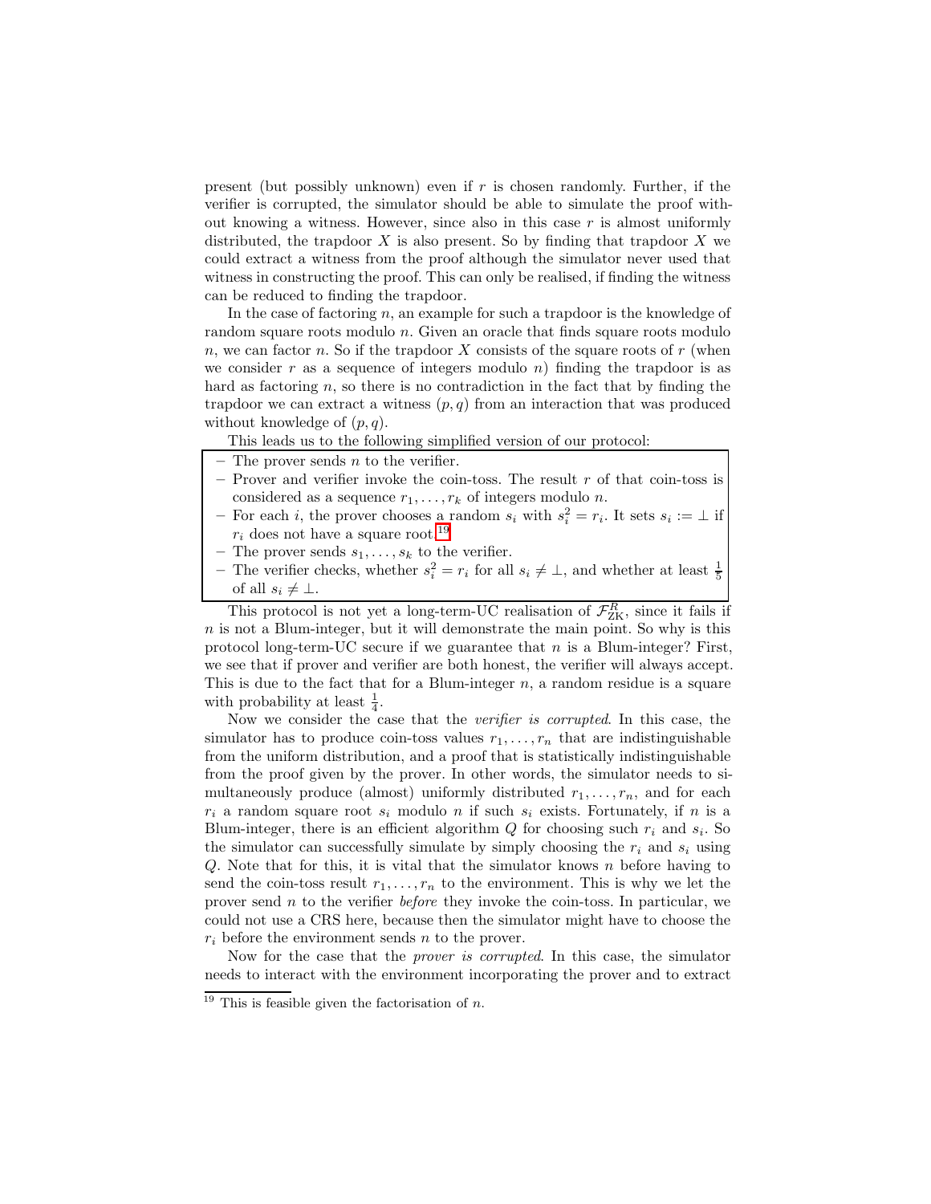present (but possibly unknown) even if $r$ is chosen randomly. Further, if the verifier is corrupted, the simulator should be able to simulate the proof without knowing a witness. However, since also in this case $r$ is almost uniformly distributed, the trapdoor $X$ is also present. So by finding that trapdoor $X$ we could extract a witness from the proof although the simulator never used that witness in constructing the proof. This can only be realised, if finding the witness can be reduced to finding the trapdoor.

In the case of factoring $n$, an example for such a trapdoor is the knowledge of random square roots modulo $n$. Given an oracle that finds square roots modulo $n$, we can factor $n$. So if the trapdoor $X$ consists of the square roots of $r$ (when we consider $r$ as a sequence of integers modulo $n$) finding the trapdoor is as hard as factoring $n$, so there is no contradiction in the fact that by finding the trapdoor we can extract a witness $(p, q)$ from an interaction that was produced without knowledge of $(p, q)$.

This leads us to the following simplified version of our protocol:

- The prover sends $n$ to the verifier.
- Prover and verifier invoke the coin-toss. The result $r$ of that coin-toss is considered as a sequence $r_1, \dots, r_k$ of integers modulo $n$.
- For each $i$, the prover chooses a random $s_i$ with $s_i^2 = r_i$. It sets $s_i := \perp$ if $r_i$ does not have a square root.[19]
- The prover sends $s_1, \dots, s_k$ to the verifier.
- The verifier checks, whether $s_i^2 = r_i$ for all $s_i \neq \perp$, and whether at least $\frac{1}{5}$ of all $s_i \neq \perp$.

This protocol is not yet a long-term-UC realisation of $\mathcal{F}_{\mathrm{ZK}}^R$, since it fails if $n$ is not a Blum-integer, but it will demonstrate the main point. So why is this protocol long-term-UC secure if we guarantee that $n$ is a Blum-integer? First, we see that if prover and verifier are both honest, the verifier will always accept. This is due to the fact that for a Blum-integer $n$, a random residue is a square with probability at least $\frac{1}{4}$.

Now we consider the case that the *verifier is corrupted*. In this case, the simulator has to produce coin-toss values $r_1, \dots, r_n$ that are indistinguishable from the uniform distribution, and a proof that is statistically indistinguishable from the proof given by the prover. In other words, the simulator needs to simultaneously produce (almost) uniformly distributed $r_1, \dots, r_n$, and for each $r_i$ a random square root $s_i$ modulo $n$ if such $s_i$ exists. Fortunately, if $n$ is a Blum-integer, there is an efficient algorithm $Q$ for choosing such $r_i$ and $s_i$. So the simulator can successfully simulate by simply choosing the $r_i$ and $s_i$ using $Q$. Note that for this, it is vital that the simulator knows $n$ before having to send the coin-toss result $r_1, \dots, r_n$ to the environment. This is why we let the prover send $n$ to the verifier *before* they invoke the coin-toss. In particular, we could not use a CRS here, because then the simulator might have to choose the $r_i$ before the environment sends $n$ to the prover.

Now for the case that the *prover is corrupted*. In this case, the simulator needs to interact with the environment incorporating the prover and to extract

[19] This is feasible given the factorisation of $n$.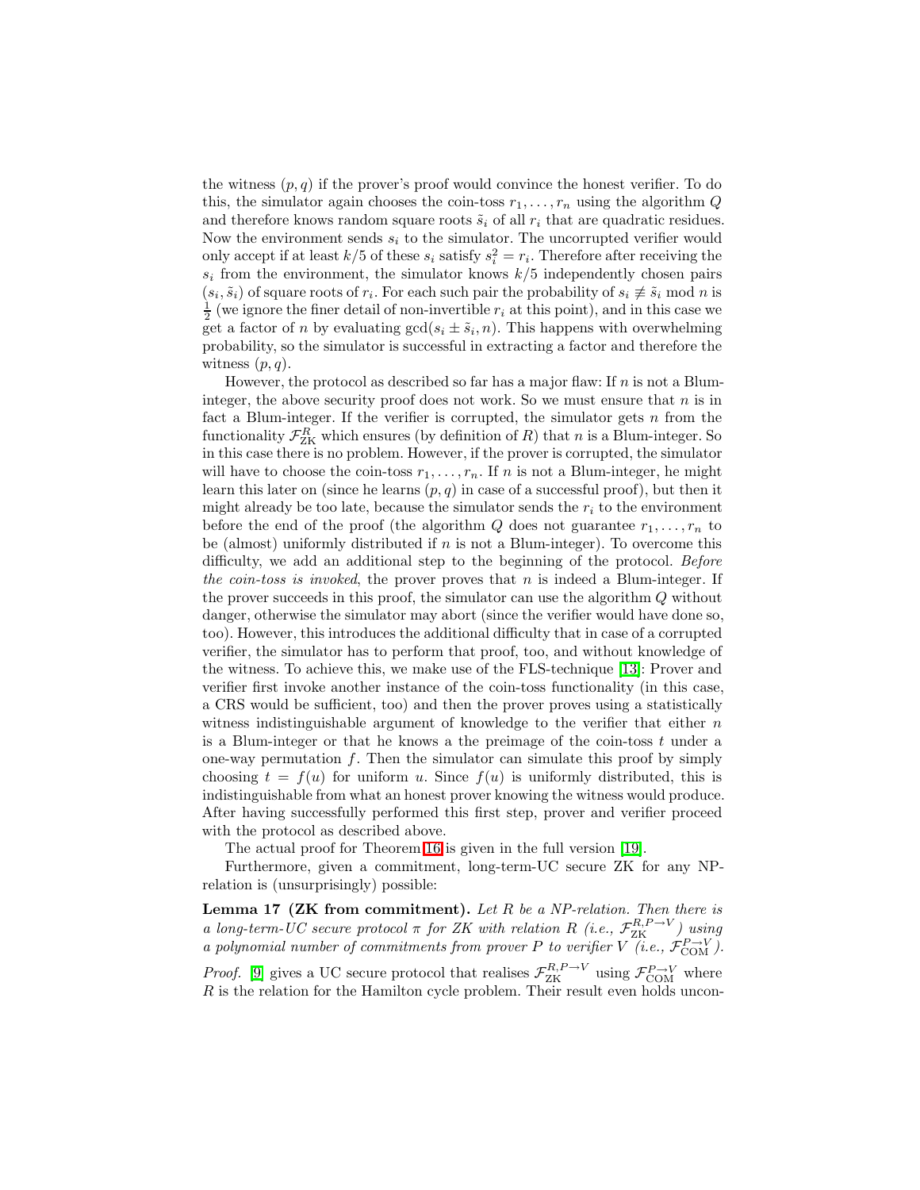the witness $(p, q)$ if the prover's proof would convince the honest verifier. To do this, the simulator again chooses the coin-toss $r_1, \ldots, r_n$ using the algorithm $Q$ and therefore knows random square roots $\tilde{s}_i$ of all $r_i$ that are quadratic residues. Now the environment sends $s_i$ to the simulator. The uncorrupted verifier would only accept if at least $k/5$ of these $s_i$ satisfy $s_i^2 = r_i$. Therefore after receiving the $s_i$ from the environment, the simulator knows $k/5$ independently chosen pairs $(s_i, \tilde{s}_i)$ of square roots of $r_i$. For each such pair the probability of $s_i \not\equiv \tilde{s}_i \bmod n$ is $\frac{1}{2}$ (we ignore the finer detail of non-invertible $r_i$ at this point), and in this case we get a factor of $n$ by evaluating $\gcd(s_i \pm \tilde{s}_i, n)$. This happens with overwhelming probability, so the simulator is successful in extracting a factor and therefore the witness $(p, q)$.

However, the protocol as described so far has a major flaw: If $n$ is not a Blum-integer, the above security proof does not work. So we must ensure that $n$ is in fact a Blum-integer. If the verifier is corrupted, the simulator gets $n$ from the functionality $\mathcal{F}_{\mathrm{ZK}}^{R}$ which ensures (by definition of $R$) that $n$ is a Blum-integer. So in this case there is no problem. However, if the prover is corrupted, the simulator will have to choose the coin-toss $r_1, \ldots, r_n$. If $n$ is not a Blum-integer, he might learn this later on (since he learns $(p, q)$ in case of a successful proof), but then it might already be too late, because the simulator sends the $r_i$ to the environment before the end of the proof (the algorithm $Q$ does not guarantee $r_1, \ldots, r_n$ to be (almost) uniformly distributed if $n$ is not a Blum-integer). To overcome this difficulty, we add an additional step to the beginning of the protocol. *Before the coin-toss is invoked*, the prover proves that $n$ is indeed a Blum-integer. If the prover succeeds in this proof, the simulator can use the algorithm $Q$ without danger, otherwise the simulator may abort (since the verifier would have done so, too). However, this introduces the additional difficulty that in case of a corrupted verifier, the simulator has to perform that proof, too, and without knowledge of the witness. To achieve this, we make use of the FLS-technique [13]: Prover and verifier first invoke another instance of the coin-toss functionality (in this case, a CRS would be sufficient, too) and then the prover proves using a statistically witness indistinguishable argument of knowledge to the verifier that either $n$ is a Blum-integer or that he knows a the preimage of the coin-toss $t$ under a one-way permutation $f$. Then the simulator can simulate this proof by simply choosing $t = f(u)$ for uniform $u$. Since $f(u)$ is uniformly distributed, this is indistinguishable from what an honest prover knowing the witness would produce. After having successfully performed this first step, prover and verifier proceed with the protocol as described above.

The actual proof for Theorem 16 is given in the full version [19].

Furthermore, given a commitment, long-term-UC secure ZK for any NP-relation is (unsurprisingly) possible:

**Lemma 17 (ZK from commitment).** *Let $R$ be a NP-relation. Then there is a long-term-UC secure protocol $\pi$ for ZK with relation $R$ (i.e., $\mathcal{F}_{\mathrm{ZK}}^{R,P\to V}$) using a polynomial number of commitments from prover $P$ to verifier $V$ (i.e., $\mathcal{F}_{\mathrm{COM}}^{P\to V}$).*

*Proof.* [9] gives a UC secure protocol that realises $\mathcal{F}_{\mathrm{ZK}}^{R,P\to V}$ using $\mathcal{F}_{\mathrm{COM}}^{P\to V}$ where $R$ is the relation for the Hamilton cycle problem. Their result even holds uncon-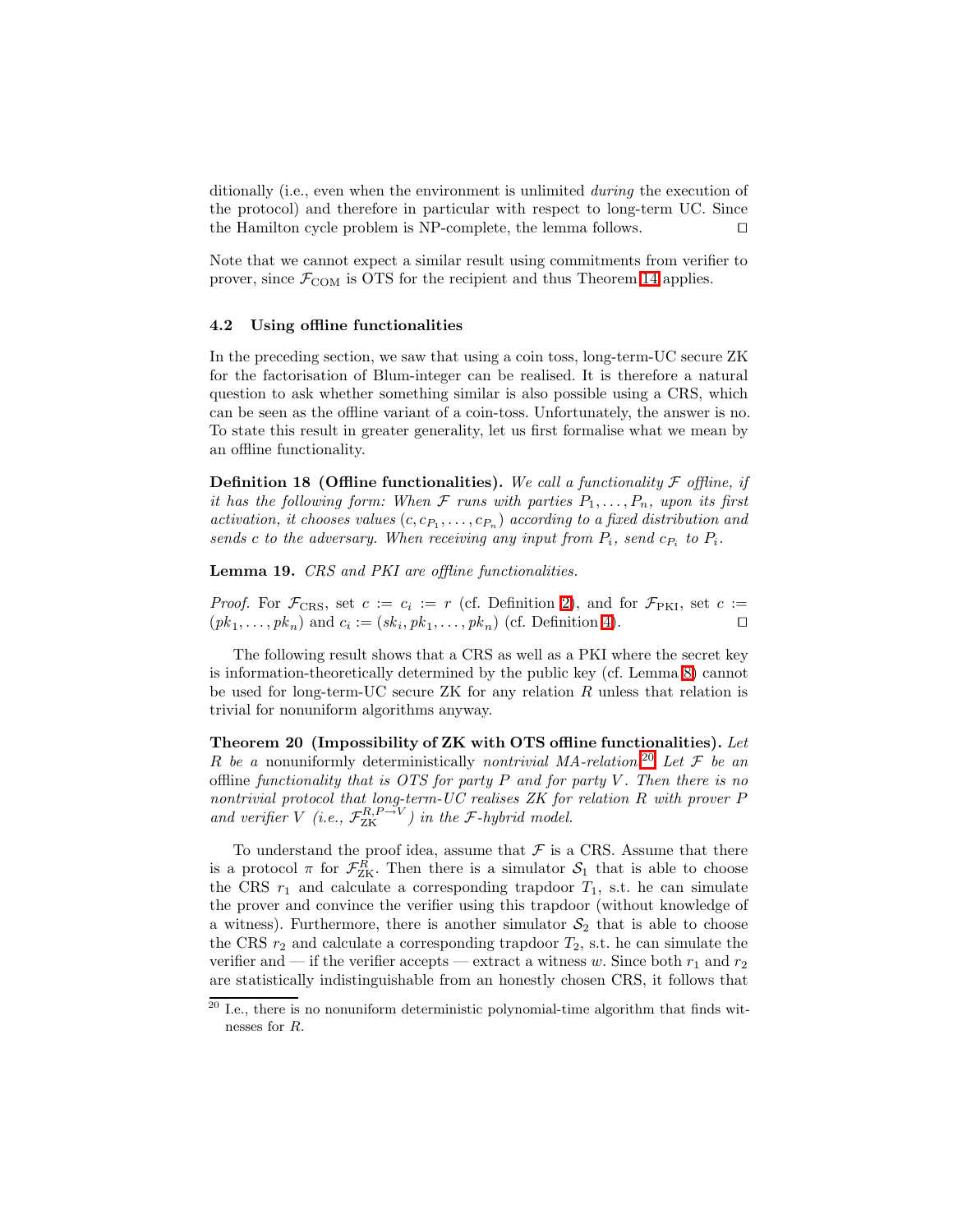ditionally (i.e., even when the environment is unlimited *during* the execution of the protocol) and therefore in particular with respect to long-term UC. Since the Hamilton cycle problem is NP-complete, the lemma follows. □

Note that we cannot expect a similar result using commitments from verifier to prover, since $\mathcal{F}_{\mathrm{COM}}$ is OTS for the recipient and thus Theorem 14 applies.

### 4.2 Using offline functionalities

In the preceding section, we saw that using a coin toss, long-term-UC secure ZK for the factorisation of Blum-integer can be realised. It is therefore a natural question to ask whether something similar is also possible using a CRS, which can be seen as the offline variant of a coin-toss. Unfortunately, the answer is no. To state this result in greater generality, let us first formalise what we mean by an offline functionality.

**Definition 18 (Offline functionalities).** *We call a functionality $\mathcal{F}$ offline, if it has the following form: When $\mathcal{F}$ runs with parties $P_1, \dots, P_n$, upon its first activation, it chooses values $(c, c_{P_1}, \dots, c_{P_n})$ according to a fixed distribution and sends $c$ to the adversary. When receiving any input from $P_i$, send $c_{P_i}$ to $P_i$.*

**Lemma 19.** *CRS and PKI are offline functionalities.*

*Proof.* For $\mathcal{F}_{\mathrm{CRS}}$, set $c := c_i := r$ (cf. Definition 2), and for $\mathcal{F}_{\mathrm{PKI}}$, set $c := (pk_1, \dots, pk_n)$ and $c_i := (sk_i, pk_1, \dots, pk_n)$ (cf. Definition 4). □

The following result shows that a CRS as well as a PKI where the secret key is information-theoretically determined by the public key (cf. Lemma 8) cannot be used for long-term-UC secure ZK for any relation $R$ unless that relation is trivial for nonuniform algorithms anyway.

**Theorem 20 (Impossibility of ZK with OTS offline functionalities).** *Let $R$ be a* nonuniformly deterministically *nontrivial MA-relation.*[20] *Let $\mathcal{F}$ be an* offline *functionality that is OTS for party $P$ and for party $V$. Then there is no nontrivial protocol that long-term-UC realises ZK for relation $R$ with prover $P$ and verifier $V$ (i.e., $\mathcal{F}_{\mathrm{ZK}}^{R,P\to V}$) in the $\mathcal{F}$-hybrid model.*

To understand the proof idea, assume that $\mathcal{F}$ is a CRS. Assume that there is a protocol $\pi$ for $\mathcal{F}_{\mathrm{ZK}}^{R}$. Then there is a simulator $\mathcal{S}_1$ that is able to choose the CRS $r_1$ and calculate a corresponding trapdoor $T_1$, s.t. he can simulate the prover and convince the verifier using this trapdoor (without knowledge of a witness). Furthermore, there is another simulator $\mathcal{S}_2$ that is able to choose the CRS $r_2$ and calculate a corresponding trapdoor $T_2$, s.t. he can simulate the verifier and — if the verifier accepts — extract a witness $w$. Since both $r_1$ and $r_2$ are statistically indistinguishable from an honestly chosen CRS, it follows that

[20] I.e., there is no nonuniform deterministic polynomial-time algorithm that finds witnesses for $R$.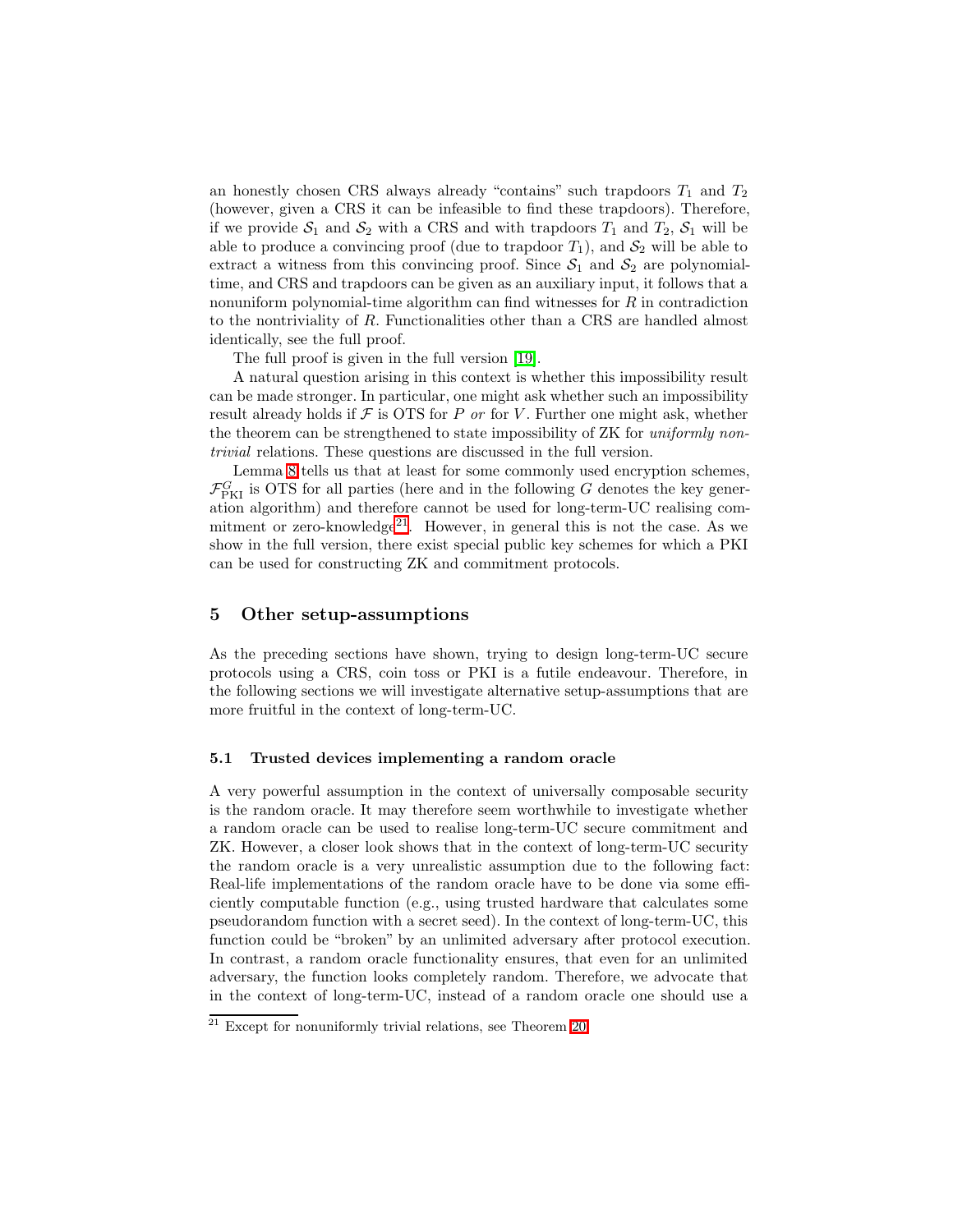an honestly chosen CRS always already "contains" such trapdoors $T_1$ and $T_2$ (however, given a CRS it can be infeasible to find these trapdoors). Therefore, if we provide $\mathcal{S}_1$ and $\mathcal{S}_2$ with a CRS and with trapdoors $T_1$ and $T_2$, $\mathcal{S}_1$ will be able to produce a convincing proof (due to trapdoor $T_1$), and $\mathcal{S}_2$ will be able to extract a witness from this convincing proof. Since $\mathcal{S}_1$ and $\mathcal{S}_2$ are polynomial-time, and CRS and trapdoors can be given as an auxiliary input, it follows that a nonuniform polynomial-time algorithm can find witnesses for $R$ in contradiction to the nontriviality of $R$. Functionalities other than a CRS are handled almost identically, see the full proof.

The full proof is given in the full version [19].

A natural question arising in this context is whether this impossibility result can be made stronger. In particular, one might ask whether such an impossibility result already holds if $\mathcal{F}$ is OTS for $P$ *or* for $V$. Further one might ask, whether the theorem can be strengthened to state impossibility of ZK for *uniformly nontrivial* relations. These questions are discussed in the full version.

Lemma 8 tells us that at least for some commonly used encryption schemes, $\mathcal{F}^{G}_{\text{PKI}}$ is OTS for all parties (here and in the following $G$ denotes the key generation algorithm) and therefore cannot be used for long-term-UC realising commitment or zero-knowledge[21]. However, in general this is not the case. As we show in the full version, there exist special public key schemes for which a PKI can be used for constructing ZK and commitment protocols.

## 5 Other setup-assumptions

As the preceding sections have shown, trying to design long-term-UC secure protocols using a CRS, coin toss or PKI is a futile endeavour. Therefore, in the following sections we will investigate alternative setup-assumptions that are more fruitful in the context of long-term-UC.

### 5.1 Trusted devices implementing a random oracle

A very powerful assumption in the context of universally composable security is the random oracle. It may therefore seem worthwhile to investigate whether a random oracle can be used to realise long-term-UC secure commitment and ZK. However, a closer look shows that in the context of long-term-UC security the random oracle is a very unrealistic assumption due to the following fact: Real-life implementations of the random oracle have to be done via some efficiently computable function (e.g., using trusted hardware that calculates some pseudorandom function with a secret seed). In the context of long-term-UC, this function could be "broken" by an unlimited adversary after protocol execution. In contrast, a random oracle functionality ensures, that even for an unlimited adversary, the function looks completely random. Therefore, we advocate that in the context of long-term-UC, instead of a random oracle one should use a

[21] Except for nonuniformly trivial relations, see Theorem 20.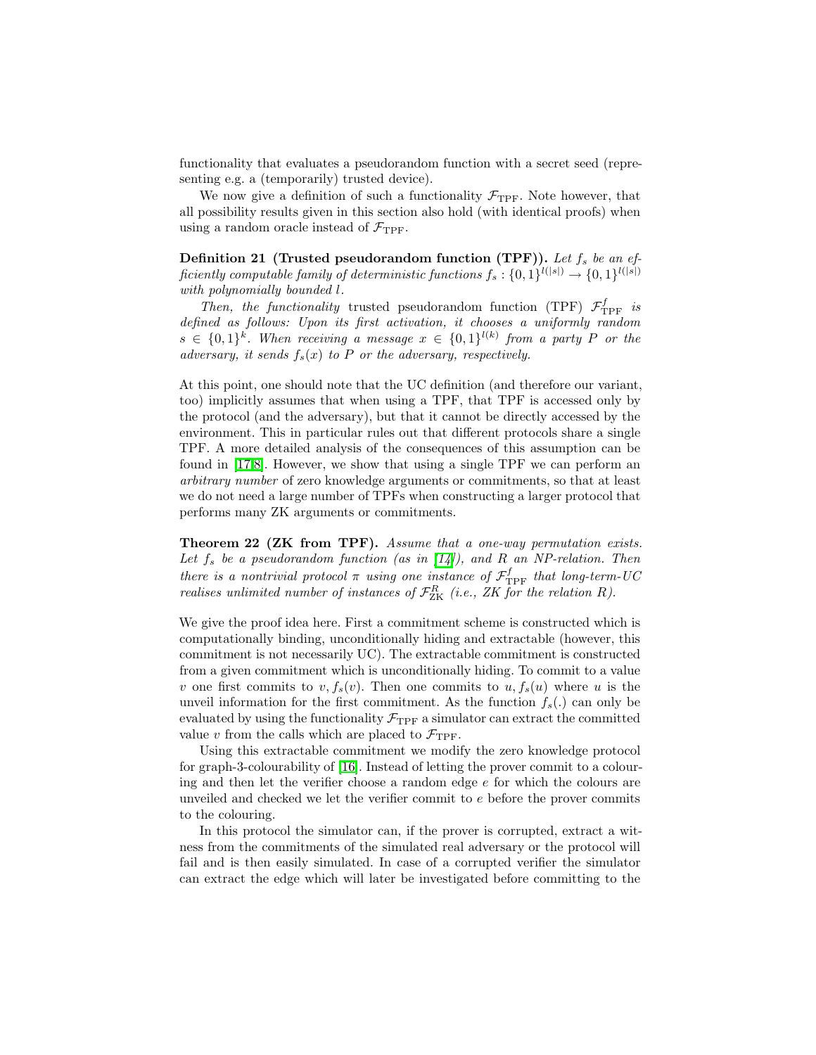functionality that evaluates a pseudorandom function with a secret seed (representing e.g. a (temporarily) trusted device).

We now give a definition of such a functionality $\mathcal{F}_{\text{TPF}}$. Note however, that all possibility results given in this section also hold (with identical proofs) when using a random oracle instead of $\mathcal{F}_{\text{TPF}}$.

**Definition 21 (Trusted pseudorandom function (TPF)).** *Let $f_s$ be an efficiently computable family of deterministic functions $f_s : \{0,1\}^{l(|s|)} \to \{0,1\}^{l(|s|)}$ with polynomially bounded $l$.*

*Then, the functionality* trusted pseudorandom function (TPF) $\mathcal{F}^f_{\text{TPF}}$ *is defined as follows: Upon its first activation, it chooses a uniformly random $s \in \{0,1\}^k$. When receiving a message $x \in \{0,1\}^{l(k)}$ from a party $P$ or the adversary, it sends $f_s(x)$ to $P$ or the adversary, respectively.*

At this point, one should note that the UC definition (and therefore our variant, too) implicitly assumes that when using a TPF, that TPF is accessed only by the protocol (and the adversary), but that it cannot be directly accessed by the environment. This in particular rules out that different protocols share a single TPF. A more detailed analysis of the consequences of this assumption can be found in [17,8]. However, we show that using a single TPF we can perform an *arbitrary number* of zero knowledge arguments or commitments, so that at least we do not need a large number of TPFs when constructing a larger protocol that performs many ZK arguments or commitments.

**Theorem 22 (ZK from TPF).** *Assume that a one-way permutation exists. Let $f_s$ be a pseudorandom function (as in [14]), and $R$ an NP-relation. Then there is a nontrivial protocol $\pi$ using one instance of $\mathcal{F}^f_{\text{TPF}}$ that long-term-UC realises unlimited number of instances of $\mathcal{F}^R_{\text{ZK}}$ (i.e., ZK for the relation $R$).*

We give the proof idea here. First a commitment scheme is constructed which is computationally binding, unconditionally hiding and extractable (however, this commitment is not necessarily UC). The extractable commitment is constructed from a given commitment which is unconditionally hiding. To commit to a value $v$ one first commits to $v, f_s(v)$. Then one commits to $u, f_s(u)$ where $u$ is the unveil information for the first commitment. As the function $f_s(.)$ can only be evaluated by using the functionality $\mathcal{F}_{\text{TPF}}$ a simulator can extract the committed value $v$ from the calls which are placed to $\mathcal{F}_{\text{TPF}}$.

Using this extractable commitment we modify the zero knowledge protocol for graph-3-colourability of [16]. Instead of letting the prover commit to a colouring and then let the verifier choose a random edge $e$ for which the colours are unveiled and checked we let the verifier commit to $e$ before the prover commits to the colouring.

In this protocol the simulator can, if the prover is corrupted, extract a witness from the commitments of the simulated real adversary or the protocol will fail and is then easily simulated. In case of a corrupted verifier the simulator can extract the edge which will later be investigated before committing to the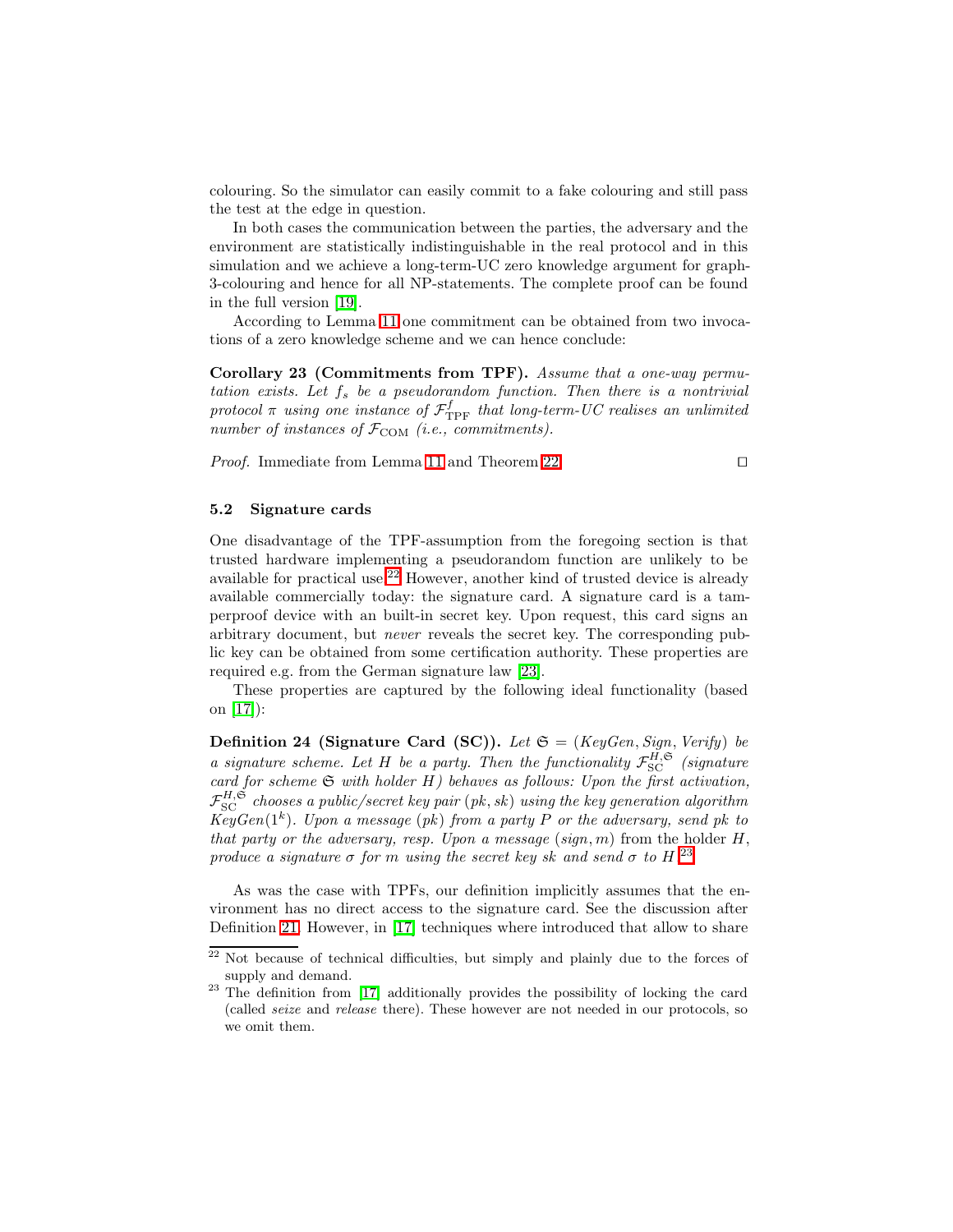colouring. So the simulator can easily commit to a fake colouring and still pass the test at the edge in question.

In both cases the communication between the parties, the adversary and the environment are statistically indistinguishable in the real protocol and in this simulation and we achieve a long-term-UC zero knowledge argument for graph-3-colouring and hence for all NP-statements. The complete proof can be found in the full version [19].

According to Lemma 11 one commitment can be obtained from two invocations of a zero knowledge scheme and we can hence conclude:

**Corollary 23 (Commitments from TPF).** *Assume that a one-way permutation exists. Let $f_s$ be a pseudorandom function. Then there is a nontrivial protocol $\pi$ using one instance of $\mathcal{F}^{f}_{\mathrm{TPF}}$ that long-term-UC realises an unlimited number of instances of $\mathcal{F}_{\mathrm{COM}}$ (i.e., commitments).*

*Proof.* Immediate from Lemma 11 and Theorem 22. ◻

### 5.2 Signature cards

One disadvantage of the TPF-assumption from the foregoing section is that trusted hardware implementing a pseudorandom function are unlikely to be available for practical use.[22] However, another kind of trusted device is already available commercially today: the signature card. A signature card is a tamperproof device with an built-in secret key. Upon request, this card signs an arbitrary document, but *never* reveals the secret key. The corresponding public key can be obtained from some certification authority. These properties are required e.g. from the German signature law [23].

These properties are captured by the following ideal functionality (based on [17]):

**Definition 24 (Signature Card (SC)).** *Let $\mathfrak{S} = (KeyGen, Sign, Verify)$ be a signature scheme. Let $H$ be a party. Then the functionality $\mathcal{F}^{H,\mathfrak{S}}_{\mathrm{SC}}$ (signature card for scheme $\mathfrak{S}$ with holder $H$) behaves as follows: Upon the first activation, $\mathcal{F}^{H,\mathfrak{S}}_{\mathrm{SC}}$ chooses a public/secret key pair $(pk, sk)$ using the key generation algorithm $KeyGen(1^k)$. Upon a message $(pk)$ from a party $P$ or the adversary, send $pk$ to that party or the adversary, resp. Upon a message $(sign, m)$* from the holder $H$, *produce a signature $\sigma$ for $m$ using the secret key $sk$ and send $\sigma$ to $H$.*[23]

As was the case with TPFs, our definition implicitly assumes that the environment has no direct access to the signature card. See the discussion after Definition 21. However, in [17] techniques where introduced that allow to share

[22] Not because of technical difficulties, but simply and plainly due to the forces of supply and demand.

[23] The definition from [17] additionally provides the possibility of locking the card (called *seize* and *release* there). These however are not needed in our protocols, so we omit them.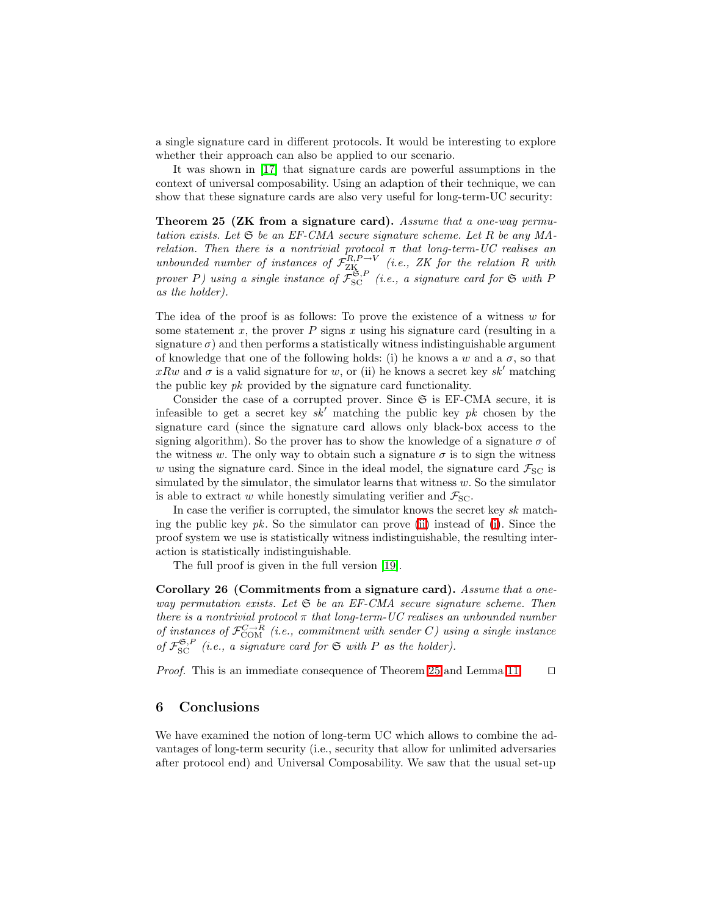a single signature card in different protocols. It would be interesting to explore whether their approach can also be applied to our scenario.

It was shown in [17] that signature cards are powerful assumptions in the context of universal composability. Using an adaption of their technique, we can show that these signature cards are also very useful for long-term-UC security:

**Theorem 25 (ZK from a signature card).** *Assume that a one-way permutation exists. Let $\mathfrak{S}$ be an EF-CMA secure signature scheme. Let $R$ be any MA-relation. Then there is a nontrivial protocol $\pi$ that long-term-UC realises an unbounded number of instances of $\mathcal{F}_{\text{ZK}}^{R,P\to V}$ (i.e., ZK for the relation $R$ with prover $P$) using a single instance of $\mathcal{F}_{\text{SC}}^{\mathfrak{S},P}$ (i.e., a signature card for $\mathfrak{S}$ with $P$ as the holder).*

The idea of the proof is as follows: To prove the existence of a witness $w$ for some statement $x$, the prover $P$ signs $x$ using his signature card (resulting in a signature $\sigma$) and then performs a statistically witness indistinguishable argument of knowledge that one of the following holds: (i) he knows a $w$ and a $\sigma$, so that $xRw$ and $\sigma$ is a valid signature for $w$, or (ii) he knows a secret key $sk'$ matching the public key $pk$ provided by the signature card functionality.

Consider the case of a corrupted prover. Since $\mathfrak{S}$ is EF-CMA secure, it is infeasible to get a secret key $sk'$ matching the public key $pk$ chosen by the signature card (since the signature card allows only black-box access to the signing algorithm). So the prover has to show the knowledge of a signature $\sigma$ of the witness $w$. The only way to obtain such a signature $\sigma$ is to sign the witness $w$ using the signature card. Since in the ideal model, the signature card $\mathcal{F}_{\text{SC}}$ is simulated by the simulator, the simulator learns that witness $w$. So the simulator is able to extract $w$ while honestly simulating verifier and $\mathcal{F}_{\text{SC}}$.

In case the verifier is corrupted, the simulator knows the secret key $sk$ matching the public key $pk$. So the simulator can prove (ii) instead of (i). Since the proof system we use is statistically witness indistinguishable, the resulting interaction is statistically indistinguishable.

The full proof is given in the full version [19].

**Corollary 26 (Commitments from a signature card).** *Assume that a one-way permutation exists. Let $\mathfrak{S}$ be an EF-CMA secure signature scheme. Then there is a nontrivial protocol $\pi$ that long-term-UC realises an unbounded number of instances of $\mathcal{F}_{\text{COM}}^{C\to R}$ (i.e., commitment with sender $C$) using a single instance of $\mathcal{F}_{\text{SC}}^{\mathfrak{S},P}$ (i.e., a signature card for $\mathfrak{S}$ with $P$ as the holder).*

*Proof.* This is an immediate consequence of Theorem 25 and Lemma 11. □

## 6 Conclusions

We have examined the notion of long-term UC which allows to combine the advantages of long-term security (i.e., security that allow for unlimited adversaries after protocol end) and Universal Composability. We saw that the usual set-up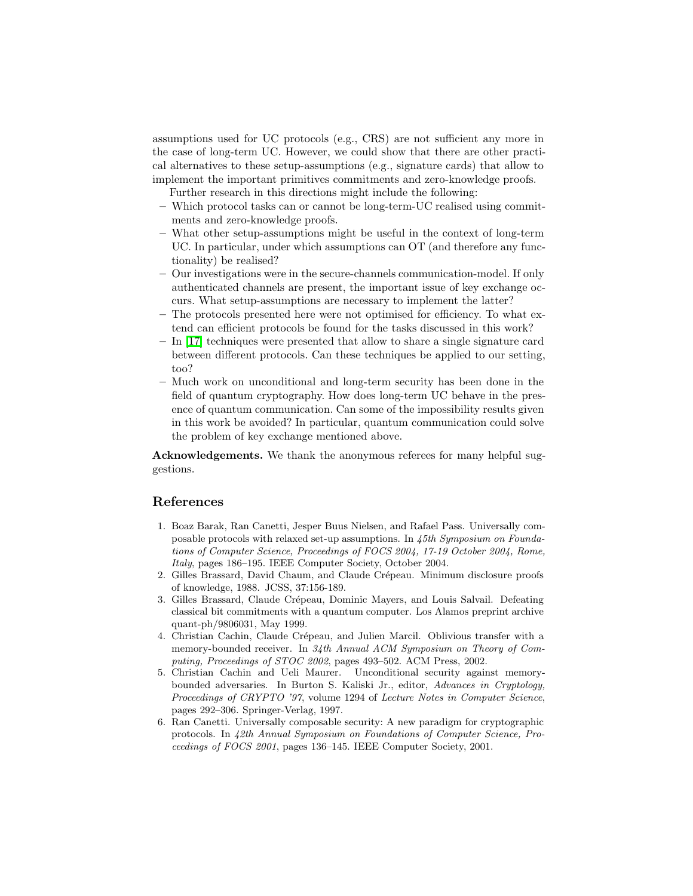assumptions used for UC protocols (e.g., CRS) are not sufficient any more in the case of long-term UC. However, we could show that there are other practical alternatives to these setup-assumptions (e.g., signature cards) that allow to implement the important primitives commitments and zero-knowledge proofs.

Further research in this directions might include the following:

- Which protocol tasks can or cannot be long-term-UC realised using commitments and zero-knowledge proofs.
- What other setup-assumptions might be useful in the context of long-term UC. In particular, under which assumptions can OT (and therefore any functionality) be realised?
- Our investigations were in the secure-channels communication-model. If only authenticated channels are present, the important issue of key exchange occurs. What setup-assumptions are necessary to implement the latter?
- The protocols presented here were not optimised for efficiency. To what extend can efficient protocols be found for the tasks discussed in this work?
- In [17] techniques were presented that allow to share a single signature card between different protocols. Can these techniques be applied to our setting, too?
- Much work on unconditional and long-term security has been done in the field of quantum cryptography. How does long-term UC behave in the presence of quantum communication. Can some of the impossibility results given in this work be avoided? In particular, quantum communication could solve the problem of key exchange mentioned above.

**Acknowledgements.** We thank the anonymous referees for many helpful suggestions.

## References

1. Boaz Barak, Ran Canetti, Jesper Buus Nielsen, and Rafael Pass. Universally composable protocols with relaxed set-up assumptions. In *45th Symposium on Foundations of Computer Science, Proceedings of FOCS 2004, 17-19 October 2004, Rome, Italy*, pages 186–195. IEEE Computer Society, October 2004.
2. Gilles Brassard, David Chaum, and Claude Crépeau. Minimum disclosure proofs of knowledge, 1988. JCSS, 37:156-189.
3. Gilles Brassard, Claude Crépeau, Dominic Mayers, and Louis Salvail. Defeating classical bit commitments with a quantum computer. Los Alamos preprint archive quant-ph/9806031, May 1999.
4. Christian Cachin, Claude Crépeau, and Julien Marcil. Oblivious transfer with a memory-bounded receiver. In *34th Annual ACM Symposium on Theory of Computing, Proceedings of STOC 2002*, pages 493–502. ACM Press, 2002.
5. Christian Cachin and Ueli Maurer. Unconditional security against memory-bounded adversaries. In Burton S. Kaliski Jr., editor, *Advances in Cryptology, Proceedings of CRYPTO '97*, volume 1294 of *Lecture Notes in Computer Science*, pages 292–306. Springer-Verlag, 1997.
6. Ran Canetti. Universally composable security: A new paradigm for cryptographic protocols. In *42th Annual Symposium on Foundations of Computer Science, Proceedings of FOCS 2001*, pages 136–145. IEEE Computer Society, 2001.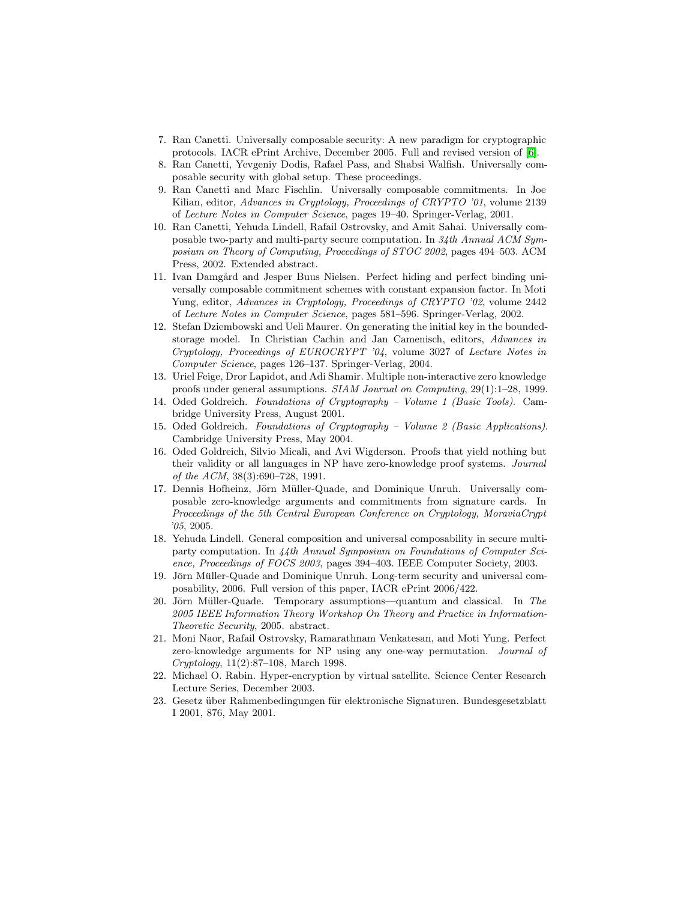7. Ran Canetti. Universally composable security: A new paradigm for cryptographic protocols. IACR ePrint Archive, December 2005. Full and revised version of [6].
8. Ran Canetti, Yevgeniy Dodis, Rafael Pass, and Shabsi Walfish. Universally composable security with global setup. These proceedings.
9. Ran Canetti and Marc Fischlin. Universally composable commitments. In Joe Kilian, editor, *Advances in Cryptology, Proceedings of CRYPTO '01*, volume 2139 of *Lecture Notes in Computer Science*, pages 19–40. Springer-Verlag, 2001.
10. Ran Canetti, Yehuda Lindell, Rafail Ostrovsky, and Amit Sahai. Universally composable two-party and multi-party secure computation. In *34th Annual ACM Symposium on Theory of Computing, Proceedings of STOC 2002*, pages 494–503. ACM Press, 2002. Extended abstract.
11. Ivan Damgård and Jesper Buus Nielsen. Perfect hiding and perfect binding universally composable commitment schemes with constant expansion factor. In Moti Yung, editor, *Advances in Cryptology, Proceedings of CRYPTO '02*, volume 2442 of *Lecture Notes in Computer Science*, pages 581–596. Springer-Verlag, 2002.
12. Stefan Dziembowski and Ueli Maurer. On generating the initial key in the bounded-storage model. In Christian Cachin and Jan Camenisch, editors, *Advances in Cryptology, Proceedings of EUROCRYPT '04*, volume 3027 of *Lecture Notes in Computer Science*, pages 126–137. Springer-Verlag, 2004.
13. Uriel Feige, Dror Lapidot, and Adi Shamir. Multiple non-interactive zero knowledge proofs under general assumptions. *SIAM Journal on Computing*, 29(1):1–28, 1999.
14. Oded Goldreich. *Foundations of Cryptography – Volume 1 (Basic Tools)*. Cambridge University Press, August 2001.
15. Oded Goldreich. *Foundations of Cryptography – Volume 2 (Basic Applications)*. Cambridge University Press, May 2004.
16. Oded Goldreich, Silvio Micali, and Avi Wigderson. Proofs that yield nothing but their validity or all languages in NP have zero-knowledge proof systems. *Journal of the ACM*, 38(3):690–728, 1991.
17. Dennis Hofheinz, Jörn Müller-Quade, and Dominique Unruh. Universally composable zero-knowledge arguments and commitments from signature cards. In *Proceedings of the 5th Central European Conference on Cryptology, MoraviaCrypt '05*, 2005.
18. Yehuda Lindell. General composition and universal composability in secure multi-party computation. In *44th Annual Symposium on Foundations of Computer Science, Proceedings of FOCS 2003*, pages 394–403. IEEE Computer Society, 2003.
19. Jörn Müller-Quade and Dominique Unruh. Long-term security and universal composability, 2006. Full version of this paper, IACR ePrint 2006/422.
20. Jörn Müller-Quade. Temporary assumptions—quantum and classical. In *The 2005 IEEE Information Theory Workshop On Theory and Practice in Information-Theoretic Security*, 2005. abstract.
21. Moni Naor, Rafail Ostrovsky, Ramarathnam Venkatesan, and Moti Yung. Perfect zero-knowledge arguments for NP using any one-way permutation. *Journal of Cryptology*, 11(2):87–108, March 1998.
22. Michael O. Rabin. Hyper-encryption by virtual satellite. Science Center Research Lecture Series, December 2003.
23. Gesetz über Rahmenbedingungen für elektronische Signaturen. Bundesgesetzblatt I 2001, 876, May 2001.